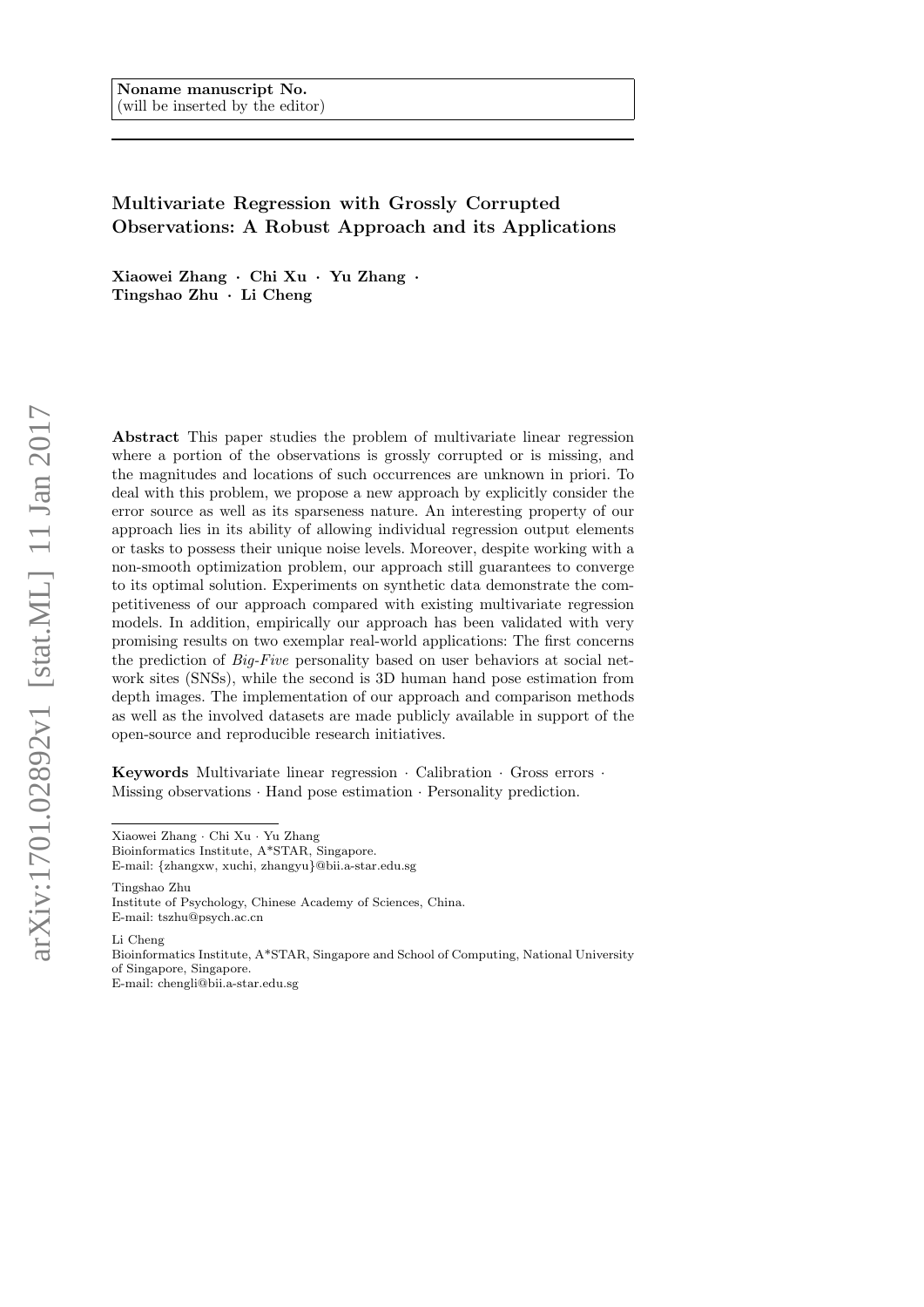**Noname manuscript No.**
(will be inserted by the editor)

# Multivariate Regression with Grossly Corrupted Observations: A Robust Approach and its Applications

**Xiaowei Zhang · Chi Xu · Yu Zhang · Tingshao Zhu · Li Cheng**

**Abstract** This paper studies the problem of multivariate linear regression where a portion of the observations is grossly corrupted or is missing, and the magnitudes and locations of such occurrences are unknown in priori. To deal with this problem, we propose a new approach by explicitly consider the error source as well as its sparseness nature. An interesting property of our approach lies in its ability of allowing individual regression output elements or tasks to possess their unique noise levels. Moreover, despite working with a non-smooth optimization problem, our approach still guarantees to converge to its optimal solution. Experiments on synthetic data demonstrate the competitiveness of our approach compared with existing multivariate regression models. In addition, empirically our approach has been validated with very promising results on two exemplar real-world applications: The first concerns the prediction of *Big-Five* personality based on user behaviors at social network sites (SNSs), while the second is 3D human hand pose estimation from depth images. The implementation of our approach and comparison methods as well as the involved datasets are made publicly available in support of the open-source and reproducible research initiatives.

**Keywords** Multivariate linear regression · Calibration · Gross errors · Missing observations · Hand pose estimation · Personality prediction.

---

Xiaowei Zhang · Chi Xu · Yu Zhang
Bioinformatics Institute, A*STAR, Singapore.
E-mail: {zhangxw, xuchi, zhangyu}@bii.a-star.edu.sg

Tingshao Zhu
Institute of Psychology, Chinese Academy of Sciences, China.
E-mail: tszhu@psych.ac.cn

Li Cheng
Bioinformatics Institute, A*STAR, Singapore and School of Computing, National University of Singapore, Singapore.
E-mail: chengli@bii.a-star.edu.sg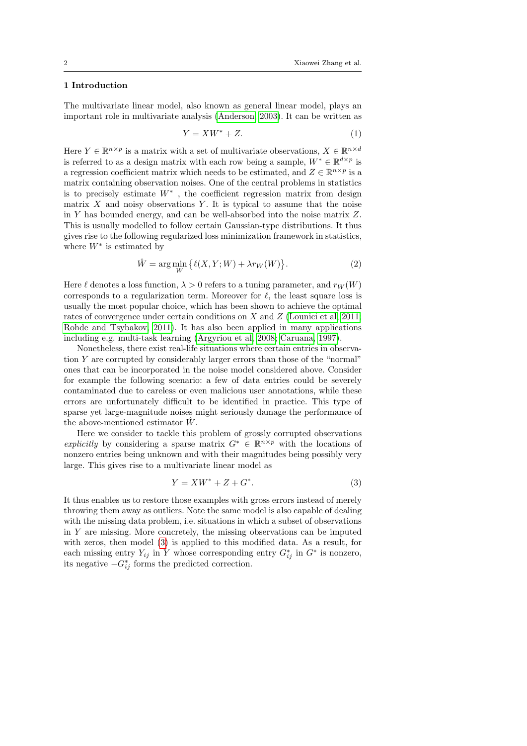## 1 Introduction

The multivariate linear model, also known as general linear model, plays an important role in multivariate analysis (Anderson, 2003). It can be written as

$$Y = XW^* + Z. \tag{1}$$

Here $Y \in \mathbb{R}^{n\times p}$ is a matrix with a set of multivariate observations, $X \in \mathbb{R}^{n\times d}$ is referred to as a design matrix with each row being a sample, $W^* \in \mathbb{R}^{d\times p}$ is a regression coefficient matrix which needs to be estimated, and $Z \in \mathbb{R}^{n\times p}$ is a matrix containing observation noises. One of the central problems in statistics is to precisely estimate $W^*$ , the coefficient regression matrix from design matrix $X$ and noisy observations $Y$. It is typical to assume that the noise in $Y$ has bounded energy, and can be well-absorbed into the noise matrix $Z$. This is usually modelled to follow certain Gaussian-type distributions. It thus gives rise to the following regularized loss minimization framework in statistics, where $W^*$ is estimated by

$$\hat{W} = \arg\min_{W} \big\{\ell(X,Y;W) + \lambda r_W(W)\big\}. \tag{2}$$

Here $\ell$ denotes a loss function, $\lambda > 0$ refers to a tuning parameter, and $r_W(W)$ corresponds to a regularization term. Moreover for $\ell$, the least square loss is usually the most popular choice, which has been shown to achieve the optimal rates of convergence under certain conditions on $X$ and $Z$ (Lounici et al, 2011; Rohde and Tsybakov, 2011). It has also been applied in many applications including e.g. multi-task learning (Argyriou et al, 2008; Caruana, 1997).

Nonetheless, there exist real-life situations where certain entries in observation $Y$ are corrupted by considerably larger errors than those of the "normal" ones that can be incorporated in the noise model considered above. Consider for example the following scenario: a few of data entries could be severely contaminated due to careless or even malicious user annotations, while these errors are unfortunately difficult to be identified in practice. This type of sparse yet large-magnitude noises might seriously damage the performance of the above-mentioned estimator $\hat{W}$.

Here we consider to tackle this problem of grossly corrupted observations *explicitly* by considering a sparse matrix $G^* \in \mathbb{R}^{n\times p}$ with the locations of nonzero entries being unknown and with their magnitudes being possibly very large. This gives rise to a multivariate linear model as

$$Y = XW^* + Z + G^*. \tag{3}$$

It thus enables us to restore those examples with gross errors instead of merely throwing them away as outliers. Note the same model is also capable of dealing with the missing data problem, i.e. situations in which a subset of observations in $Y$ are missing. More concretely, the missing observations can be imputed with zeros, then model (3) is applied to this modified data. As a result, for each missing entry $Y_{ij}$ in $Y$ whose corresponding entry $G^*_{ij}$ in $G^*$ is nonzero, its negative $-G^*_{ij}$ forms the predicted correction.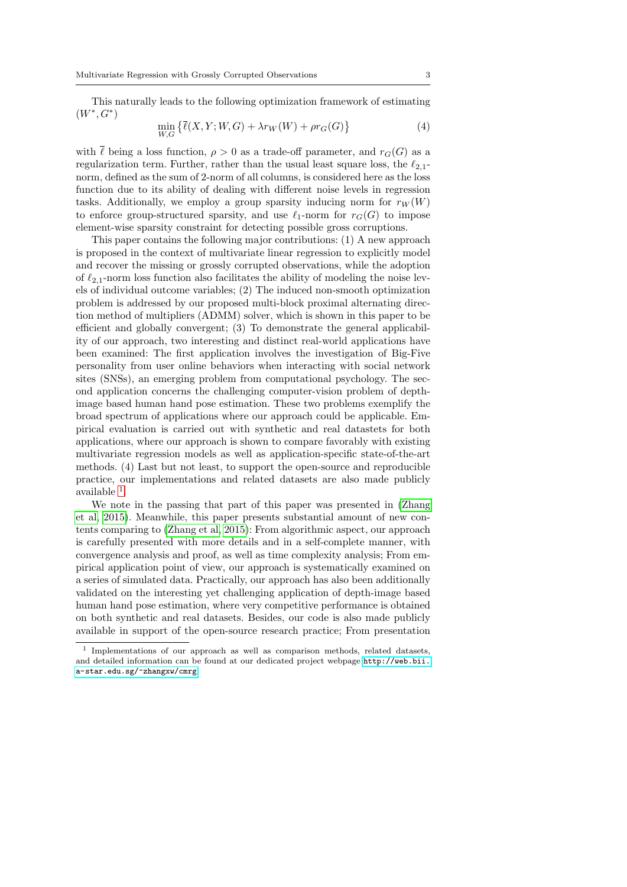This naturally leads to the following optimization framework of estimating $(W^*, G^*)$

$$\min_{W,G} \left\{ \overline{\ell}(X, Y; W, G) + \lambda r_W(W) + \rho r_G(G) \right\} \tag{4}$$

with $\overline{\ell}$ being a loss function, $\rho > 0$ as a trade-off parameter, and $r_G(G)$ as a regularization term. Further, rather than the usual least square loss, the $\ell_{2,1}$-norm, defined as the sum of 2-norm of all columns, is considered here as the loss function due to its ability of dealing with different noise levels in regression tasks. Additionally, we employ a group sparsity inducing norm for $r_W(W)$ to enforce group-structured sparsity, and use $\ell_1$-norm for $r_G(G)$ to impose element-wise sparsity constraint for detecting possible gross corruptions.

This paper contains the following major contributions: (1) A new approach is proposed in the context of multivariate linear regression to explicitly model and recover the missing or grossly corrupted observations, while the adoption of $\ell_{2,1}$-norm loss function also facilitates the ability of modeling the noise levels of individual outcome variables; (2) The induced non-smooth optimization problem is addressed by our proposed multi-block proximal alternating direction method of multipliers (ADMM) solver, which is shown in this paper to be efficient and globally convergent; (3) To demonstrate the general applicability of our approach, two interesting and distinct real-world applications have been examined: The first application involves the investigation of Big-Five personality from user online behaviors when interacting with social network sites (SNSs), an emerging problem from computational psychology. The second application concerns the challenging computer-vision problem of depth-image based human hand pose estimation. These two problems exemplify the broad spectrum of applications where our approach could be applicable. Empirical evaluation is carried out with synthetic and real datastets for both applications, where our approach is shown to compare favorably with existing multivariate regression models as well as application-specific state-of-the-art methods. (4) Last but not least, to support the open-source and reproducible practice, our implementations and related datasets are also made publicly available [1].

We note in the passing that part of this paper was presented in (Zhang et al, 2015). Meanwhile, this paper presents substantial amount of new contents comparing to (Zhang et al, 2015): From algorithmic aspect, our approach is carefully presented with more details and in a self-complete manner, with convergence analysis and proof, as well as time complexity analysis; From empirical application point of view, our approach is systematically examined on a series of simulated data. Practically, our approach has also been additionally validated on the interesting yet challenging application of depth-image based human hand pose estimation, where very competitive performance is obtained on both synthetic and real datasets. Besides, our code is also made publicly available in support of the open-source research practice; From presentation

[1] Implementations of our approach as well as comparison methods, related datasets, and detailed information can be found at our dedicated project webpage http://web.bii.a-star.edu.sg/~zhangxw/cmrg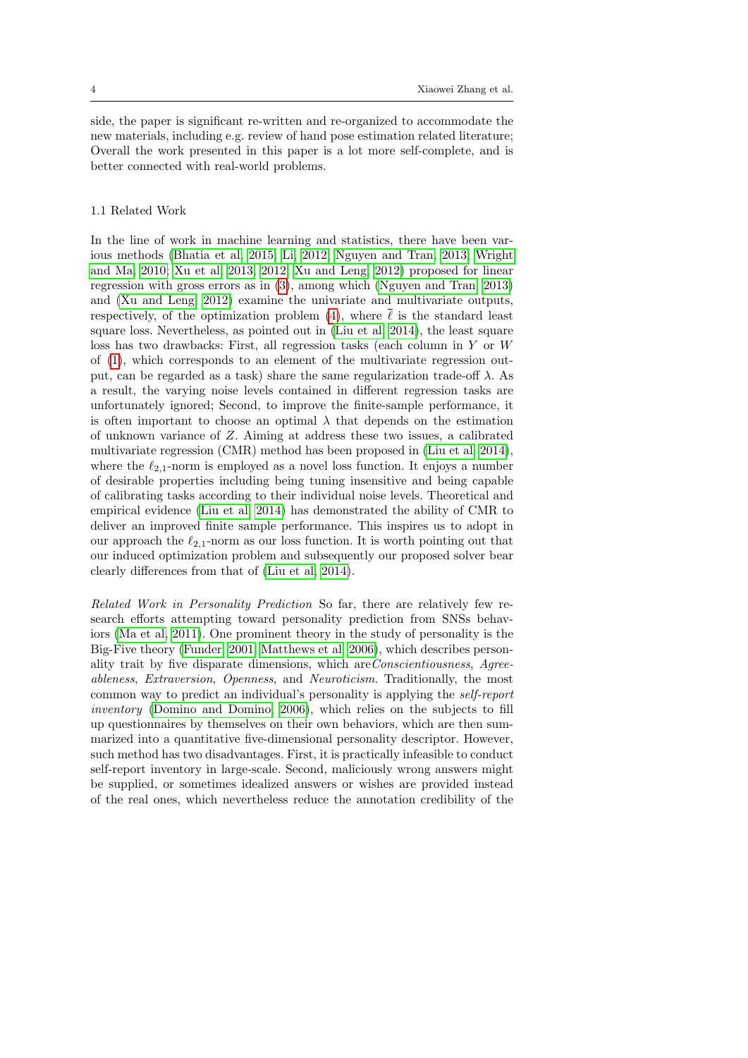side, the paper is significant re-written and re-organized to accommodate the new materials, including e.g. review of hand pose estimation related literature; Overall the work presented in this paper is a lot more self-complete, and is better connected with real-world problems.

### 1.1 Related Work

In the line of work in machine learning and statistics, there have been various methods (Bhatia et al, 2015; Li, 2012; Nguyen and Tran, 2013; Wright and Ma, 2010; Xu et al, 2013, 2012; Xu and Leng, 2012) proposed for linear regression with gross errors as in (3), among which (Nguyen and Tran, 2013) and (Xu and Leng, 2012) examine the univariate and multivariate outputs, respectively, of the optimization problem (4), where $\bar{\ell}$ is the standard least square loss. Nevertheless, as pointed out in (Liu et al, 2014), the least square loss has two drawbacks: First, all regression tasks (each column in $Y$ or $W$ of (1), which corresponds to an element of the multivariate regression output, can be regarded as a task) share the same regularization trade-off $\lambda$. As a result, the varying noise levels contained in different regression tasks are unfortunately ignored; Second, to improve the finite-sample performance, it is often important to choose an optimal $\lambda$ that depends on the estimation of unknown variance of $Z$. Aiming at address these two issues, a calibrated multivariate regression (CMR) method has been proposed in (Liu et al, 2014), where the $\ell_{2,1}$-norm is employed as a novel loss function. It enjoys a number of desirable properties including being tuning insensitive and being capable of calibrating tasks according to their individual noise levels. Theoretical and empirical evidence (Liu et al, 2014) has demonstrated the ability of CMR to deliver an improved finite sample performance. This inspires us to adopt in our approach the $\ell_{2,1}$-norm as our loss function. It is worth pointing out that our induced optimization problem and subsequently our proposed solver bear clearly differences from that of (Liu et al, 2014).

*Related Work in Personality Prediction* So far, there are relatively few research efforts attempting toward personality prediction from SNSs behaviors (Ma et al, 2011). One prominent theory in the study of personality is the Big-Five theory (Funder, 2001; Matthews et al, 2006), which describes personality trait by five disparate dimensions, which are*Conscientiousness*, *Agreeableness*, *Extraversion*, *Openness*, and *Neuroticism*. Traditionally, the most common way to predict an individual's personality is applying the *self-report inventory* (Domino and Domino, 2006), which relies on the subjects to fill up questionnaires by themselves on their own behaviors, which are then summarized into a quantitative five-dimensional personality descriptor. However, such method has two disadvantages. First, it is practically infeasible to conduct self-report inventory in large-scale. Second, maliciously wrong answers might be supplied, or sometimes idealized answers or wishes are provided instead of the real ones, which nevertheless reduce the annotation credibility of the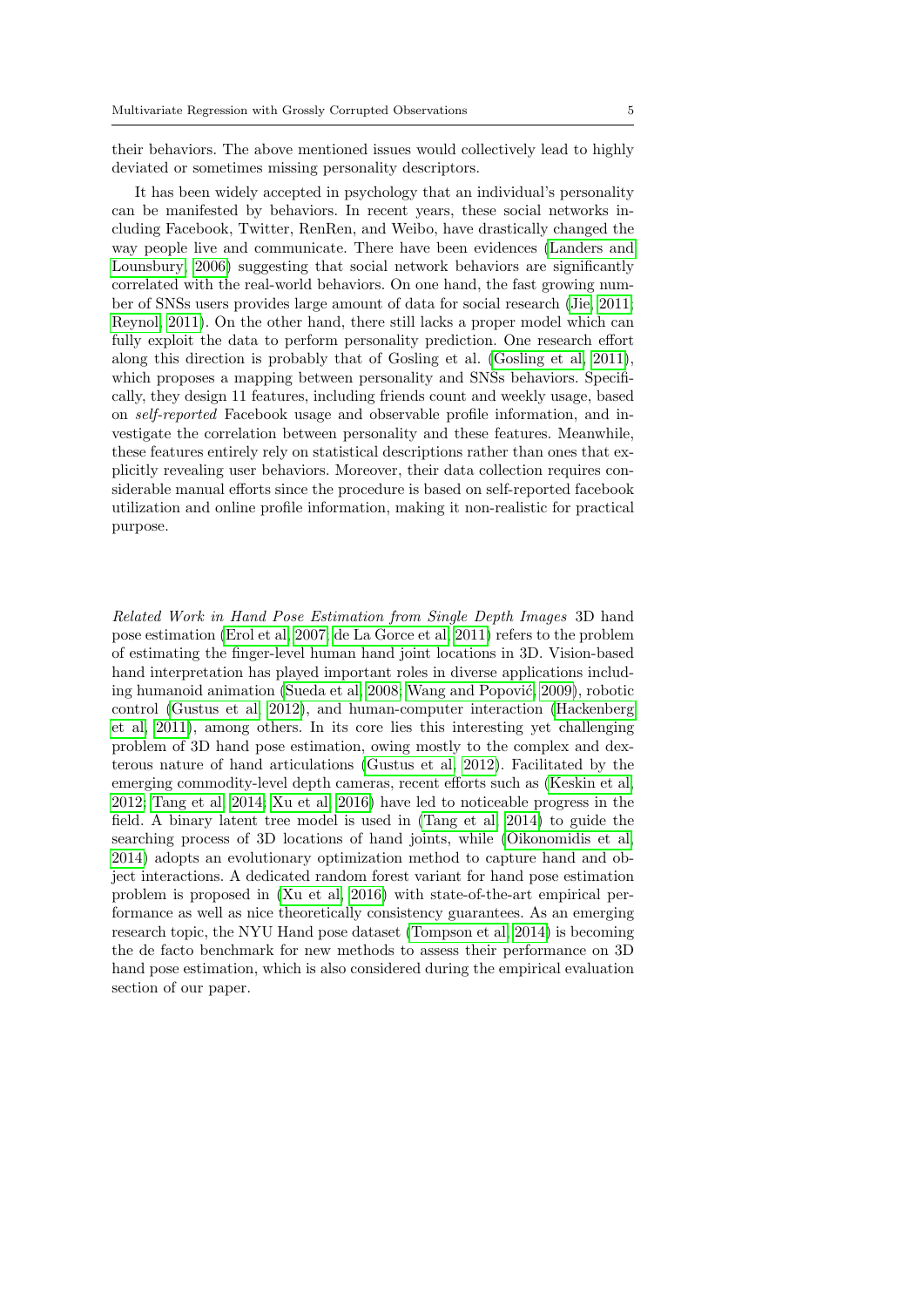their behaviors. The above mentioned issues would collectively lead to highly deviated or sometimes missing personality descriptors.

It has been widely accepted in psychology that an individual's personality can be manifested by behaviors. In recent years, these social networks including Facebook, Twitter, RenRen, and Weibo, have drastically changed the way people live and communicate. There have been evidences (Landers and Lounsbury, 2006) suggesting that social network behaviors are significantly correlated with the real-world behaviors. On one hand, the fast growing number of SNSs users provides large amount of data for social research (Jie, 2011; Reynol, 2011). On the other hand, there still lacks a proper model which can fully exploit the data to perform personality prediction. One research effort along this direction is probably that of Gosling et al. (Gosling et al, 2011), which proposes a mapping between personality and SNSs behaviors. Specifically, they design 11 features, including friends count and weekly usage, based on *self-reported* Facebook usage and observable profile information, and investigate the correlation between personality and these features. Meanwhile, these features entirely rely on statistical descriptions rather than ones that explicitly revealing user behaviors. Moreover, their data collection requires considerable manual efforts since the procedure is based on self-reported facebook utilization and online profile information, making it non-realistic for practical purpose.

*Related Work in Hand Pose Estimation from Single Depth Images* 3D hand pose estimation (Erol et al, 2007; de La Gorce et al, 2011) refers to the problem of estimating the finger-level human hand joint locations in 3D. Vision-based hand interpretation has played important roles in diverse applications including humanoid animation (Sueda et al, 2008; Wang and Popović, 2009), robotic control (Gustus et al, 2012), and human-computer interaction (Hackenberg et al, 2011), among others. In its core lies this interesting yet challenging problem of 3D hand pose estimation, owing mostly to the complex and dexterous nature of hand articulations (Gustus et al, 2012). Facilitated by the emerging commodity-level depth cameras, recent efforts such as (Keskin et al, 2012; Tang et al, 2014; Xu et al, 2016) have led to noticeable progress in the field. A binary latent tree model is used in (Tang et al, 2014) to guide the searching process of 3D locations of hand joints, while (Oikonomidis et al, 2014) adopts an evolutionary optimization method to capture hand and object interactions. A dedicated random forest variant for hand pose estimation problem is proposed in (Xu et al, 2016) with state-of-the-art empirical performance as well as nice theoretically consistency guarantees. As an emerging research topic, the NYU Hand pose dataset (Tompson et al, 2014) is becoming the de facto benchmark for new methods to assess their performance on 3D hand pose estimation, which is also considered during the empirical evaluation section of our paper.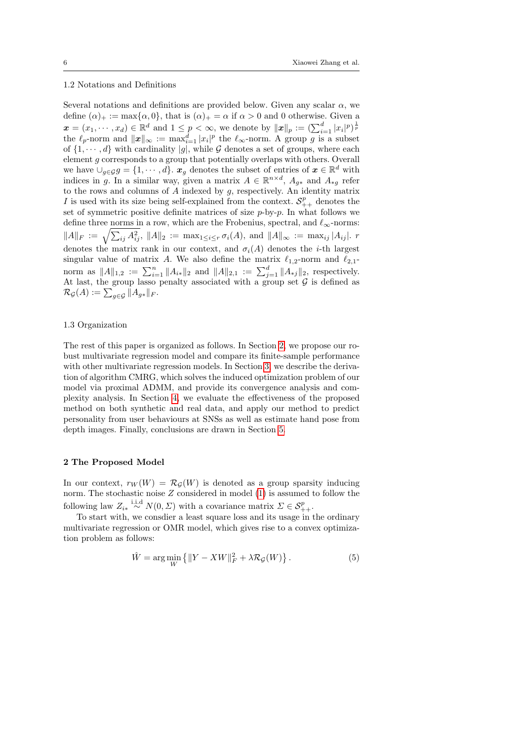### 1.2 Notations and Definitions

Several notations and definitions are provided below. Given any scalar $\alpha$, we define $(\alpha)_+ := \max\{\alpha, 0\}$, that is $(\alpha)_+ = \alpha$ if $\alpha > 0$ and 0 otherwise. Given a $\boldsymbol{x} = (x_1, \cdots, x_d) \in \mathbb{R}^d$ and $1 \leq p < \infty$, we denote by $\|\boldsymbol{x}\|_p := (\sum_{i=1}^d |x_i|^p)^{\frac{1}{p}}$ the $\ell_p$-norm and $\|\boldsymbol{x}\|_\infty := \max_{i=1}^d |x_i|^p$ the $\ell_\infty$-norm. A group $g$ is a subset of $\{1, \cdots, d\}$ with cardinality $|g|$, while $\mathcal{G}$ denotes a set of groups, where each element $g$ corresponds to a group that potentially overlaps with others. Overall we have $\cup_{g \in \mathcal{G}} g = \{1, \cdots, d\}$. $\boldsymbol{x}_g$ denotes the subset of entries of $\boldsymbol{x} \in \mathbb{R}^d$ with indices in $g$. In a similar way, given a matrix $A \in \mathbb{R}^{n \times d}$, $A_{g*}$ and $A_{*g}$ refer to the rows and columns of $A$ indexed by $g$, respectively. An identity matrix $I$ is used with its size being self-explained from the context. $\mathcal{S}^p_{++}$ denotes the set of symmetric positive definite matrices of size $p$-by-$p$. In what follows we define three norms in a row, which are the Frobenius, spectral, and $\ell_\infty$-norms: $\|A\|_F := \sqrt{\sum_{ij} A_{ij}^2}$, $\|A\|_2 := \max_{1 \leq i \leq r} \sigma_i(A)$, and $\|A\|_\infty := \max_{ij} |A_{ij}|$. $r$ denotes the matrix rank in our context, and $\sigma_i(A)$ denotes the $i$-th largest singular value of matrix $A$. We also define the matrix $\ell_{1,2}$-norm and $\ell_{2,1}$-norm as $\|A\|_{1,2} := \sum_{i=1}^n \|A_{i*}\|_2$ and $\|A\|_{2,1} := \sum_{j=1}^d \|A_{*j}\|_2$, respectively. At last, the group lasso penalty associated with a group set $\mathcal{G}$ is defined as $\mathcal{R}_\mathcal{G}(A) := \sum_{g \in \mathcal{G}} \|A_{g*}\|_F$.

### 1.3 Organization

The rest of this paper is organized as follows. In Section 2, we propose our robust multivariate regression model and compare its finite-sample performance with other multivariate regression models. In Section 3, we describe the derivation of algorithm CMRG, which solves the induced optimization problem of our model via proximal ADMM, and provide its convergence analysis and complexity analysis. In Section 4, we evaluate the effectiveness of the proposed method on both synthetic and real data, and apply our method to predict personality from user behaviours at SNSs as well as estimate hand pose from depth images. Finally, conclusions are drawn in Section 5.

## 2 The Proposed Model

In our context, $r_W(W) = \mathcal{R}_\mathcal{G}(W)$ is denoted as a group sparsity inducing norm. The stochastic noise $Z$ considered in model (1) is assumed to follow the following law $Z_{i*} \overset{\text{i.i.d}}{\sim} N(0, \Sigma)$ with a covariance matrix $\Sigma \in \mathcal{S}^p_{++}$.

To start with, we consdier a least square loss and its usage in the ordinary multivariate regression or OMR model, which gives rise to a convex optimization problem as follows:

$$\hat{W} = \arg\min_W \left\{ \|Y - XW\|_F^2 + \lambda \mathcal{R}_\mathcal{G}(W) \right\}. \tag{5}$$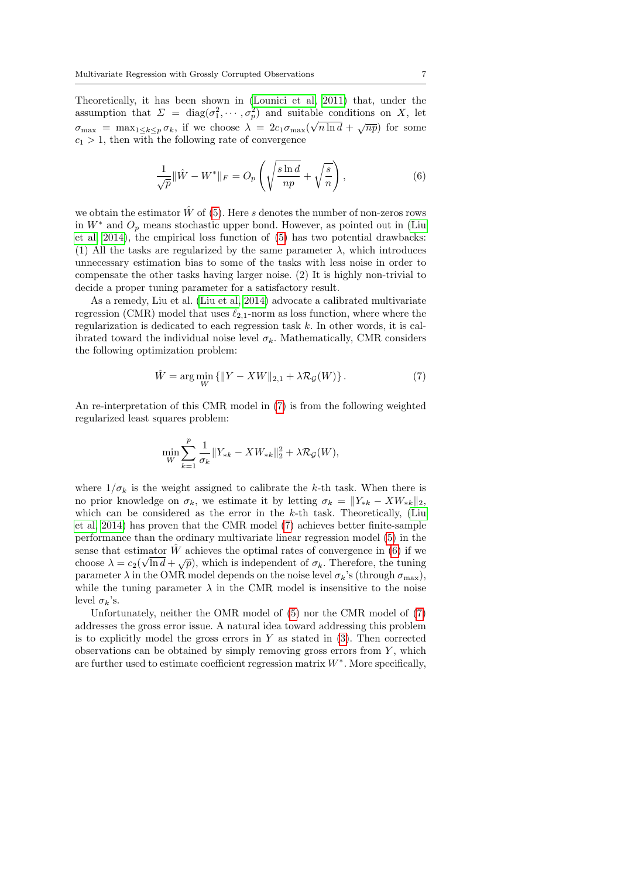Theoretically, it has been shown in (Lounici et al, 2011) that, under the assumption that $\Sigma = \mathrm{diag}(\sigma_1^2, \cdots, \sigma_p^2)$ and suitable conditions on $X$, let $\sigma_{\max} = \max_{1 \le k \le p} \sigma_k$, if we choose $\lambda = 2c_1\sigma_{\max}(\sqrt{n \ln d} + \sqrt{np})$ for some $c_1 > 1$, then with the following rate of convergence

$$\frac{1}{\sqrt{p}} \|\hat{W} - W^*\|_F = O_p\left(\sqrt{\frac{s \ln d}{np}} + \sqrt{\frac{s}{n}}\right), \tag{6}$$

we obtain the estimator $\hat{W}$ of (5). Here $s$ denotes the number of non-zeros rows in $W^*$ and $O_p$ means stochastic upper bond. However, as pointed out in (Liu et al, 2014), the empirical loss function of (5) has two potential drawbacks: (1) All the tasks are regularized by the same parameter $\lambda$, which introduces unnecessary estimation bias to some of the tasks with less noise in order to compensate the other tasks having larger noise. (2) It is highly non-trivial to decide a proper tuning parameter for a satisfactory result.

As a remedy, Liu et al. (Liu et al, 2014) advocate a calibrated multivariate regression (CMR) model that uses $\ell_{2,1}$-norm as loss function, where where the regularization is dedicated to each regression task $k$. In other words, it is calibrated toward the individual noise level $\sigma_k$. Mathematically, CMR considers the following optimization problem:

$$\hat{W} = \arg\min_{W} \left\{ \|Y - XW\|_{2,1} + \lambda \mathcal{R}_{\mathcal{G}}(W) \right\}. \tag{7}$$

An re-interpretation of this CMR model in (7) is from the following weighted regularized least squares problem:

$$\min_{W} \sum_{k=1}^{p} \frac{1}{\sigma_k} \|Y_{*k} - XW_{*k}\|_2^2 + \lambda \mathcal{R}_{\mathcal{G}}(W),$$

where $1/\sigma_k$ is the weight assigned to calibrate the $k$-th task. When there is no prior knowledge on $\sigma_k$, we estimate it by letting $\sigma_k = \|Y_{*k} - XW_{*k}\|_2$, which can be considered as the error in the $k$-th task. Theoretically, (Liu et al, 2014) has proven that the CMR model (7) achieves better finite-sample performance than the ordinary multivariate linear regression model (5) in the sense that estimator $\hat{W}$ achieves the optimal rates of convergence in (6) if we choose $\lambda = c_2(\sqrt{\ln d} + \sqrt{p})$, which is independent of $\sigma_k$. Therefore, the tuning parameter $\lambda$ in the OMR model depends on the noise level $\sigma_k$'s (through $\sigma_{\max}$), while the tuning parameter $\lambda$ in the CMR model is insensitive to the noise level $\sigma_k$'s.

Unfortunately, neither the OMR model of (5) nor the CMR model of (7) addresses the gross error issue. A natural idea toward addressing this problem is to explicitly model the gross errors in $Y$ as stated in (3). Then corrected observations can be obtained by simply removing gross errors from $Y$, which are further used to estimate coefficient regression matrix $W^*$. More specifically,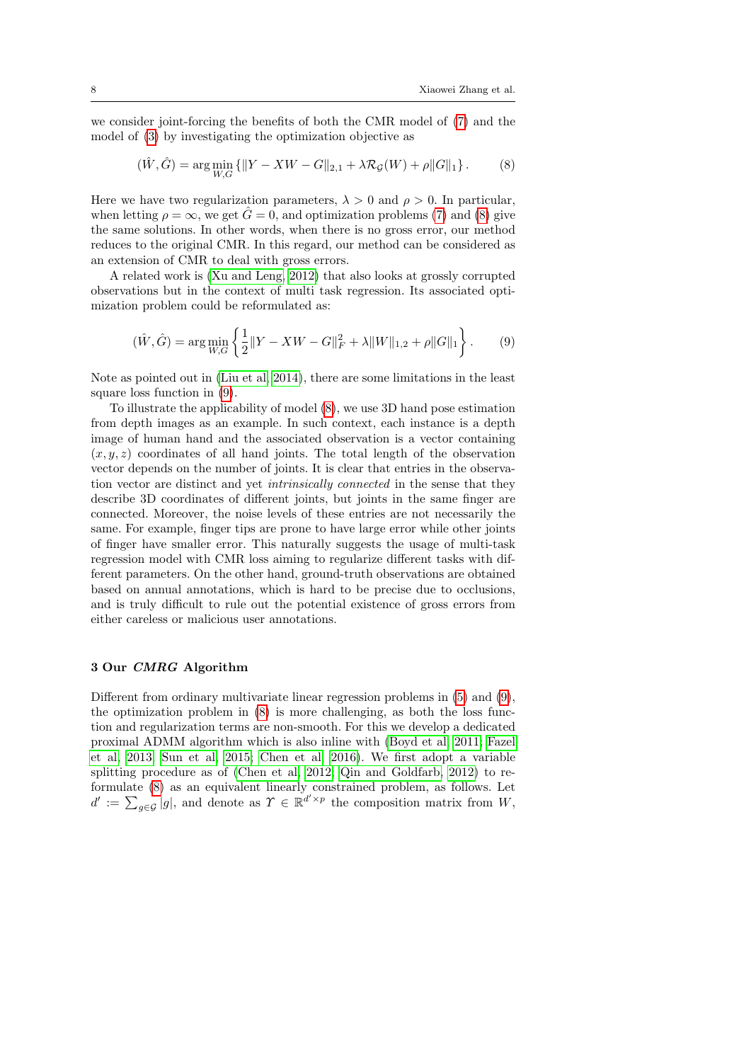we consider joint-forcing the benefits of both the CMR model of (7) and the model of (3) by investigating the optimization objective as

$$(\hat{W}, \hat{G}) = \arg\min_{W,G} \left\{ \|Y - XW - G\|_{2,1} + \lambda \mathcal{R}_{\mathcal{G}}(W) + \rho \|G\|_1 \right\}. \tag{8}$$

Here we have two regularization parameters, $\lambda > 0$ and $\rho > 0$. In particular, when letting $\rho = \infty$, we get $\hat{G} = 0$, and optimization problems (7) and (8) give the same solutions. In other words, when there is no gross error, our method reduces to the original CMR. In this regard, our method can be considered as an extension of CMR to deal with gross errors.

A related work is (Xu and Leng, 2012) that also looks at grossly corrupted observations but in the context of multi task regression. Its associated optimization problem could be reformulated as:

$$(\hat{W}, \hat{G}) = \arg\min_{W,G} \left\{ \frac{1}{2} \|Y - XW - G\|_F^2 + \lambda \|W\|_{1,2} + \rho \|G\|_1 \right\}. \tag{9}$$

Note as pointed out in (Liu et al, 2014), there are some limitations in the least square loss function in (9).

To illustrate the applicability of model (8), we use 3D hand pose estimation from depth images as an example. In such context, each instance is a depth image of human hand and the associated observation is a vector containing $(x, y, z)$ coordinates of all hand joints. The total length of the observation vector depends on the number of joints. It is clear that entries in the observation vector are distinct and yet *intrinsically connected* in the sense that they describe 3D coordinates of different joints, but joints in the same finger are connected. Moreover, the noise levels of these entries are not necessarily the same. For example, finger tips are prone to have large error while other joints of finger have smaller error. This naturally suggests the usage of multi-task regression model with CMR loss aiming to regularize different tasks with different parameters. On the other hand, ground-truth observations are obtained based on annual annotations, which is hard to be precise due to occlusions, and is truly difficult to rule out the potential existence of gross errors from either careless or malicious user annotations.

## 3 Our *CMRG* Algorithm

Different from ordinary multivariate linear regression problems in (5) and (9), the optimization problem in (8) is more challenging, as both the loss function and regularization terms are non-smooth. For this we develop a dedicated proximal ADMM algorithm which is also inline with (Boyd et al, 2011; Fazel et al, 2013; Sun et al, 2015; Chen et al, 2016). We first adopt a variable splitting procedure as of (Chen et al, 2012; Qin and Goldfarb, 2012) to reformulate (8) as an equivalent linearly constrained problem, as follows. Let $d' := \sum_{g \in \mathcal{G}} |g|$, and denote as $\Upsilon \in \mathbb{R}^{d' \times p}$ the composition matrix from $W$,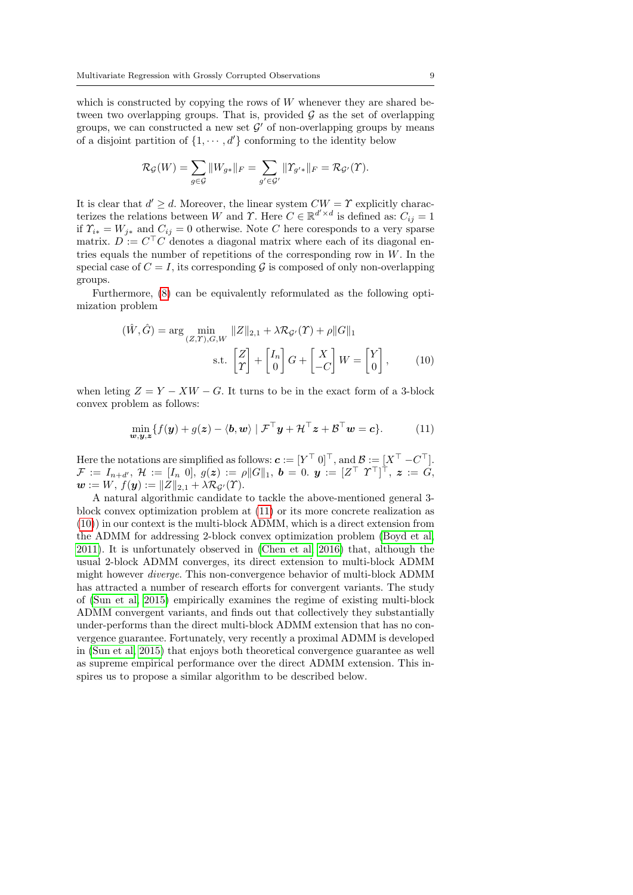which is constructed by copying the rows of $W$ whenever they are shared between two overlapping groups. That is, provided $\mathcal{G}$ as the set of overlapping groups, we can constructed a new set $\mathcal{G}'$ of non-overlapping groups by means of a disjoint partition of $\{1, \cdots, d'\}$ conforming to the identity below

$$\mathcal{R}_{\mathcal{G}}(W) = \sum_{g \in \mathcal{G}} \|W_{g*}\|_F = \sum_{g' \in \mathcal{G}'} \|\Upsilon_{g'*}\|_F = \mathcal{R}_{\mathcal{G}'}(\Upsilon).$$

It is clear that $d' \geq d$. Moreover, the linear system $CW = \Upsilon$ explicitly characterizes the relations between $W$ and $\Upsilon$. Here $C \in \mathbb{R}^{d' \times d}$ is defined as: $C_{ij} = 1$ if $\Upsilon_{i*} = W_{j*}$ and $C_{ij} = 0$ otherwise. Note $C$ here coresponds to a very sparse matrix. $D := C^\top C$ denotes a diagonal matrix where each of its diagonal entries equals the number of repetitions of the corresponding row in $W$. In the special case of $C = I$, its corresponding $\mathcal{G}$ is composed of only non-overlapping groups.

Furthermore, (8) can be equivalently reformulated as the following optimization problem

$$(\hat{W}, \hat{G}) = \arg \min_{(Z,\Upsilon),G,W} \|Z\|_{2,1} + \lambda \mathcal{R}_{\mathcal{G}'}(\Upsilon) + \rho \|G\|_1$$
$$\text{s.t.} \begin{bmatrix} Z \\ \Upsilon \end{bmatrix} + \begin{bmatrix} I_n \\ 0 \end{bmatrix} G + \begin{bmatrix} X \\ -C \end{bmatrix} W = \begin{bmatrix} Y \\ 0 \end{bmatrix}, \tag{10}$$

when leting $Z = Y - XW - G$. It turns to be in the exact form of a 3-block convex problem as follows:

$$\min_{\boldsymbol{w},\boldsymbol{y},\boldsymbol{z}} \{f(\boldsymbol{y}) + g(\boldsymbol{z}) - \langle \boldsymbol{b}, \boldsymbol{w} \rangle \mid \mathcal{F}^\top \boldsymbol{y} + \mathcal{H}^\top \boldsymbol{z} + \mathcal{B}^\top \boldsymbol{w} = \boldsymbol{c}\}. \tag{11}$$

Here the notations are simplified as follows: $\boldsymbol{c} := [Y^\top \; 0]^\top$, and $\mathcal{B} := [X^\top \; -C^\top]$. $\mathcal{F} := I_{n+d'}$, $\mathcal{H} := [I_n \; 0]$, $g(\boldsymbol{z}) := \rho\|G\|_1$, $\boldsymbol{b} = 0$. $\boldsymbol{y} := [Z^\top \; \Upsilon^\top]^\top$, $\boldsymbol{z} := G$, $\boldsymbol{w} := W$, $f(\boldsymbol{y}) := \|Z\|_{2,1} + \lambda \mathcal{R}_{\mathcal{G}'}(\Upsilon)$.

A natural algorithmic candidate to tackle the above-mentioned general 3-block convex optimization problem at (11) or its more concrete realization as (10)) in our context is the multi-block ADMM, which is a direct extension from the ADMM for addressing 2-block convex optimization problem (Boyd et al, 2011). It is unfortunately observed in (Chen et al, 2016) that, although the usual 2-block ADMM converges, its direct extension to multi-block ADMM might however *diverge*. This non-convergence behavior of multi-block ADMM has attracted a number of research efforts for convergent variants. The study of (Sun et al, 2015) empirically examines the regime of existing multi-block ADMM convergent variants, and finds out that collectively they substantially under-performs than the direct multi-block ADMM extension that has no convergence guarantee. Fortunately, very recently a proximal ADMM is developed in (Sun et al, 2015) that enjoys both theoretical convergence guarantee as well as supreme empirical performance over the direct ADMM extension. This inspires us to propose a similar algorithm to be described below.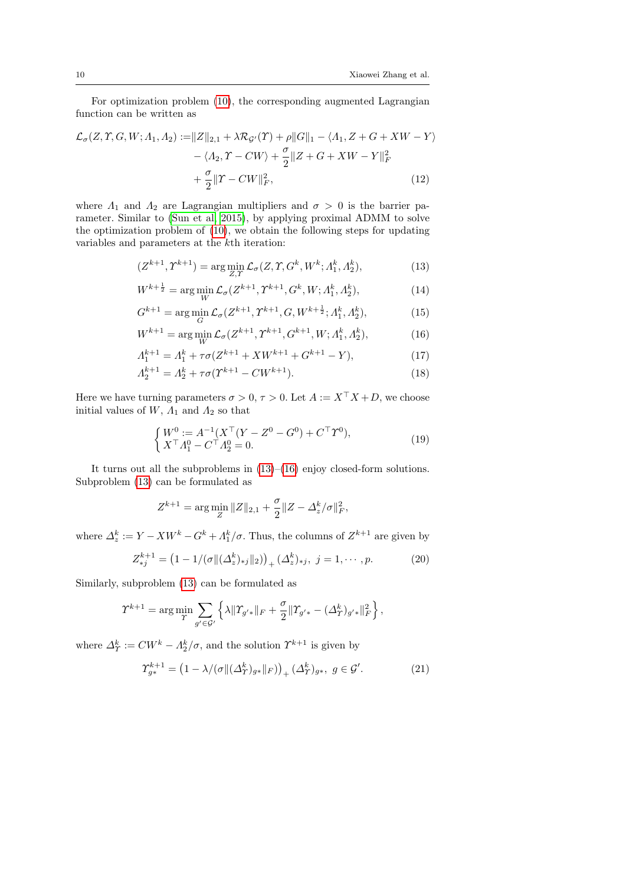For optimization problem (10), the corresponding augmented Lagrangian function can be written as

$$
\begin{aligned}
\mathcal{L}_\sigma(Z, \Upsilon, G, W; \Lambda_1, \Lambda_2) :=& \|Z\|_{2,1} + \lambda \mathcal{R}_{\mathcal{G}'}(\Upsilon) + \rho \|G\|_1 - \langle \Lambda_1, Z + G + XW - Y\rangle \\
& - \langle \Lambda_2, \Upsilon - CW\rangle + \frac{\sigma}{2}\|Z + G + XW - Y\|_F^2 \\
& + \frac{\sigma}{2}\|\Upsilon - CW\|_F^2,
\end{aligned} \tag{12}
$$

where $\Lambda_1$ and $\Lambda_2$ are Lagrangian multipliers and $\sigma > 0$ is the barrier parameter. Similar to (Sun et al, 2015), by applying proximal ADMM to solve the optimization problem of (10), we obtain the following steps for updating variables and parameters at the $k$th iteration:

$$
(Z^{k+1}, \Upsilon^{k+1}) = \arg\min_{Z,\Upsilon} \mathcal{L}_\sigma(Z, \Upsilon, G^k, W^k; \Lambda_1^k, \Lambda_2^k), \tag{13}
$$

$$
W^{k+\frac{1}{2}} = \arg\min_{W} \mathcal{L}_\sigma(Z^{k+1}, \Upsilon^{k+1}, G^k, W; \Lambda_1^k, \Lambda_2^k), \tag{14}
$$

$$
G^{k+1} = \arg\min_{G} \mathcal{L}_\sigma(Z^{k+1}, \Upsilon^{k+1}, G, W^{k+\frac{1}{2}}; \Lambda_1^k, \Lambda_2^k), \tag{15}
$$

$$
W^{k+1} = \arg\min_{W} \mathcal{L}_\sigma(Z^{k+1}, \Upsilon^{k+1}, G^{k+1}, W; \Lambda_1^k, \Lambda_2^k), \tag{16}
$$

$$
\Lambda_1^{k+1} = \Lambda_1^k + \tau\sigma(Z^{k+1} + XW^{k+1} + G^{k+1} - Y), \tag{17}
$$

$$
\Lambda_2^{k+1} = \Lambda_2^k + \tau\sigma(\Upsilon^{k+1} - CW^{k+1}). \tag{18}
$$

Here we have turning parameters $\sigma > 0$, $\tau > 0$. Let $A := X^\top X + D$, we choose initial values of $W$, $\Lambda_1$ and $\Lambda_2$ so that

$$
\begin{cases}
W^0 := A^{-1}(X^\top(Y - Z^0 - G^0) + C^\top \Upsilon^0), \\
X^\top \Lambda_1^0 - C^\top \Lambda_2^0 = 0.
\end{cases} \tag{19}
$$

It turns out all the subproblems in (13)–(16) enjoy closed-form solutions. Subproblem (13) can be formulated as

$$
Z^{k+1} = \arg\min_{Z} \|Z\|_{2,1} + \frac{\sigma}{2}\|Z - \Delta_z^k/\sigma\|_F^2,
$$

where $\Delta_z^k := Y - XW^k - G^k + \Lambda_1^k/\sigma$. Thus, the columns of $Z^{k+1}$ are given by

$$
Z_{*j}^{k+1} = \left(1 - 1/(\sigma\|(\Delta_z^k)_{*j}\|_2)\right)_+ (\Delta_z^k)_{*j}, \; j = 1, \cdots, p. \tag{20}
$$

Similarly, subproblem (13) can be formulated as

$$
\Upsilon^{k+1} = \arg\min_{\Upsilon} \sum_{g' \in \mathcal{G}'} \left\{ \lambda \|\Upsilon_{g'*}\|_F + \frac{\sigma}{2}\|\Upsilon_{g'*} - (\Delta_\Upsilon^k)_{g'*}\|_F^2 \right\},
$$

where $\Delta_\Upsilon^k := CW^k - \Lambda_2^k/\sigma$, and the solution $\Upsilon^{k+1}$ is given by

$$
\Upsilon_{g*}^{k+1} = \left(1 - \lambda/(\sigma\|(\Delta_\Upsilon^k)_{g*}\|_F)\right)_+ (\Delta_\Upsilon^k)_{g*}, \; g \in \mathcal{G}'. \tag{21}
$$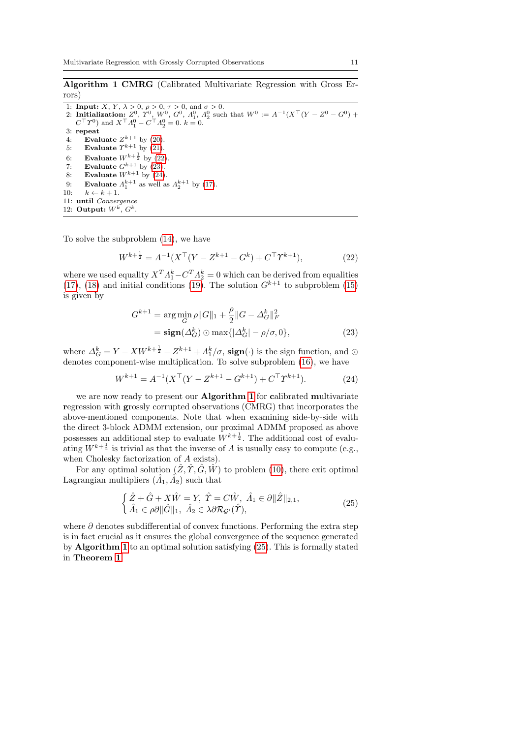**Algorithm 1 CMRG** (Calibrated Multivariate Regression with Gross Errors)

1: **Input:** $X$, $Y$, $\lambda > 0$, $\rho > 0$, $\tau > 0$, and $\sigma > 0$.
2: **Initialization:** $Z^0$, $\Upsilon^0$, $W^0$, $G^0$, $\Lambda_1^0$, $\Lambda_2^0$ such that $W^0 := A^{-1}(X^\top(Y - Z^0 - G^0) + C^\top \Upsilon^0)$ and $X^\top \Lambda_1^0 - C^\top \Lambda_2^0 = 0$. $k = 0$.
3: **repeat**
4: **Evaluate** $Z^{k+1}$ by (20).
5: **Evaluate** $\Upsilon^{k+1}$ by (21).
6: **Evaluate** $W^{k+\frac{1}{2}}$ by (22).
7: **Evaluate** $G^{k+1}$ by (23).
8: **Evaluate** $W^{k+1}$ by (24).
9: **Evaluate** $\Lambda_1^{k+1}$ as well as $\Lambda_2^{k+1}$ by (17).
10: $k \leftarrow k + 1$.
11: **until** *Convergence*
12: **Output:** $W^k$, $G^k$.

To solve the subproblem (14), we have

$$W^{k+\frac{1}{2}} = A^{-1}(X^\top(Y - Z^{k+1} - G^k) + C^\top \Upsilon^{k+1}), \tag{22}$$

where we used equality $X^T \Lambda_1^k - C^T \Lambda_2^k = 0$ which can be derived from equalities (17), (18) and initial conditions (19). The solution $G^{k+1}$ to subproblem (15) is given by

$$\begin{aligned} G^{k+1} &= \arg\min_G \rho \|G\|_1 + \frac{\rho}{2}\|G - \Delta_G^k\|_F^2 \\ &= \mathbf{sign}(\Delta_G^k) \odot \max\{|\Delta_G^k| - \rho/\sigma, 0\}, \end{aligned} \tag{23}$$

where $\Delta_G^k = Y - XW^{k+\frac{1}{2}} - Z^{k+1} + \Lambda_1^k/\sigma$, $\mathbf{sign}(\cdot)$ is the sign function, and $\odot$ denotes component-wise multiplication. To solve subproblem (16), we have

$$W^{k+1} = A^{-1}(X^\top(Y - Z^{k+1} - G^{k+1}) + C^\top \Upsilon^{k+1}). \tag{24}$$

we are now ready to present our **Algorithm 1** for **c**alibrated **m**ultivariate **r**egression with **g**rossly corrupted observations (CMRG) that incorporates the above-mentioned components. Note that when examining side-by-side with the direct 3-block ADMM extension, our proximal ADMM proposed as above possesses an additional step to evaluate $W^{k+\frac{1}{2}}$. The additional cost of evaluating $W^{k+\frac{1}{2}}$ is trivial as that the inverse of $A$ is usually easy to compute (e.g., when Cholesky factorization of $A$ exists).

For any optimal solution $(\hat{Z}, \hat{\Upsilon}, \hat{G}, \hat{W})$ to problem (10), there exit optimal Lagrangian multipliers $(\hat{\Lambda}_1, \hat{\Lambda}_2)$ such that

$$\begin{cases} \hat{Z} + \hat{G} + X\hat{W} = Y, \ \hat{\Upsilon} = C\hat{W}, \ \hat{\Lambda}_1 \in \partial \|\hat{Z}\|_{2,1}, \\ \hat{\Lambda}_1 \in \rho \partial \|\hat{G}\|_1, \ \hat{\Lambda}_2 \in \lambda \partial \mathcal{R}_{\mathcal{G}'}(\hat{\Upsilon}), \end{cases} \tag{25}$$

where $\partial$ denotes subdifferential of convex functions. Performing the extra step is in fact crucial as it ensures the global convergence of the sequence generated by **Algorithm 1** to an optimal solution satisfying (25). This is formally stated in **Theorem 1**.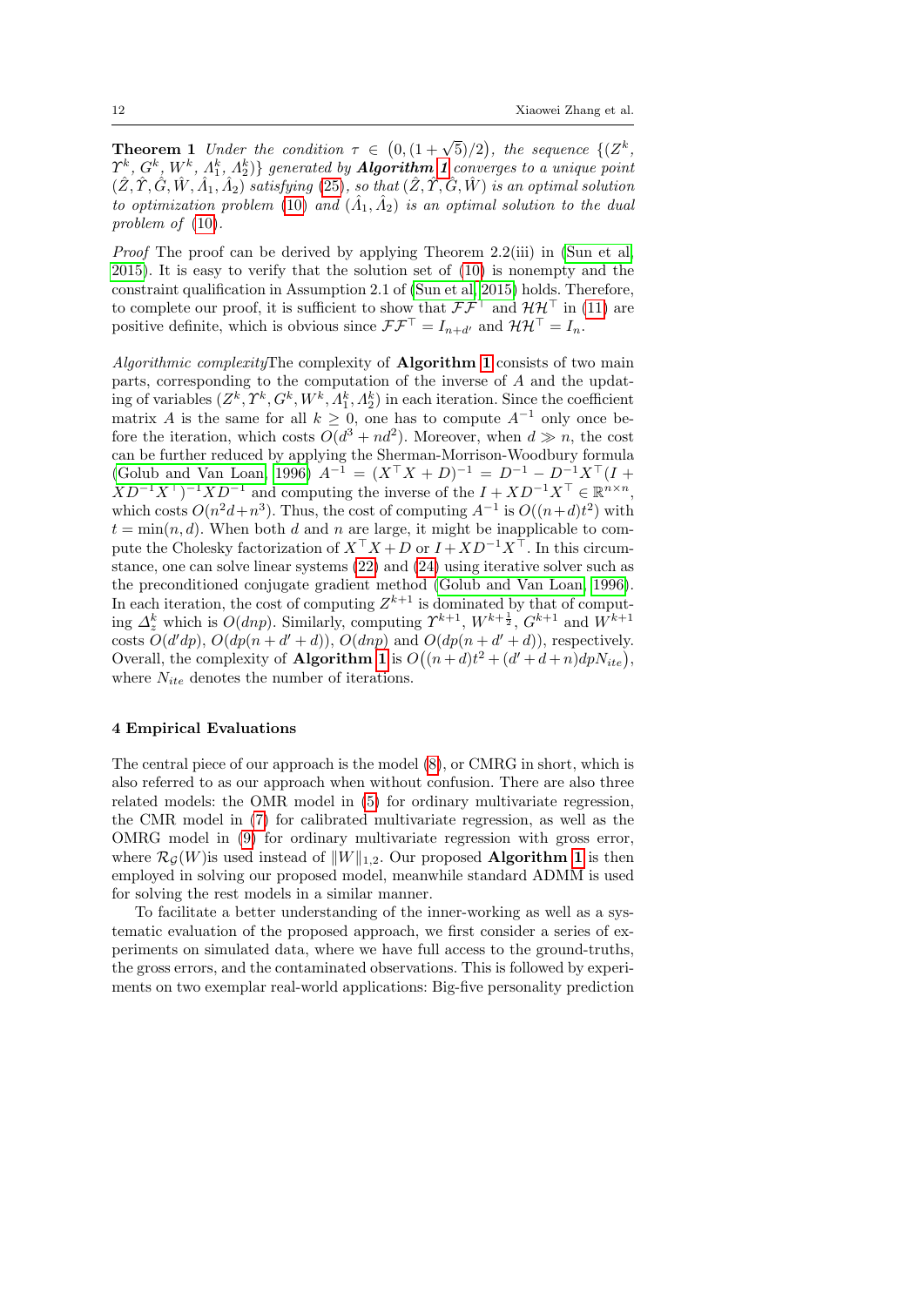**Theorem 1** *Under the condition $\tau \in (0, (1+\sqrt{5})/2)$, the sequence $\{(Z^k, \Upsilon^k, G^k, W^k, \Lambda_1^k, \Lambda_2^k)\}$ generated by **Algorithm 1** converges to a unique point $(\hat{Z}, \hat{\Upsilon}, \hat{G}, \hat{W}, \hat{\Lambda}_1, \hat{\Lambda}_2)$ satisfying (25), so that $(\hat{Z}, \hat{\Upsilon}, \hat{G}, \hat{W})$ is an optimal solution to optimization problem (10) and $(\hat{\Lambda}_1, \hat{\Lambda}_2)$ is an optimal solution to the dual problem of (10).*

*Proof* The proof can be derived by applying Theorem 2.2(iii) in (Sun et al, 2015). It is easy to verify that the solution set of (10) is nonempty and the constraint qualification in Assumption 2.1 of (Sun et al, 2015) holds. Therefore, to complete our proof, it is sufficient to show that $\mathcal{F}\mathcal{F}^\top$ and $\mathcal{H}\mathcal{H}^\top$ in (11) are positive definite, which is obvious since $\mathcal{F}\mathcal{F}^\top = I_{n+d'}$ and $\mathcal{H}\mathcal{H}^\top = I_n$.

*Algorithmic complexity*The complexity of **Algorithm 1** consists of two main parts, corresponding to the computation of the inverse of $A$ and the updating of variables $(Z^k, \Upsilon^k, G^k, W^k, \Lambda_1^k, \Lambda_2^k)$ in each iteration. Since the coefficient matrix $A$ is the same for all $k \geq 0$, one has to compute $A^{-1}$ only once before the iteration, which costs $O(d^3 + nd^2)$. Moreover, when $d \gg n$, the cost can be further reduced by applying the Sherman-Morrison-Woodbury formula (Golub and Van Loan, 1996) $A^{-1} = (X^\top X + D)^{-1} = D^{-1} - D^{-1}X^\top(I + XD^{-1}X^\top)^{-1}XD^{-1}$ and computing the inverse of the $I + XD^{-1}X^\top \in \mathbb{R}^{n\times n}$, which costs $O(n^2 d + n^3)$. Thus, the cost of computing $A^{-1}$ is $O((n+d)t^2)$ with $t = \min(n, d)$. When both $d$ and $n$ are large, it might be inapplicable to compute the Cholesky factorization of $X^\top X + D$ or $I + XD^{-1}X^\top$. In this circumstance, one can solve linear systems (22) and (24) using iterative solver such as the preconditioned conjugate gradient method (Golub and Van Loan, 1996). In each iteration, the cost of computing $Z^{k+1}$ is dominated by that of computing $\Delta_z^k$ which is $O(dnp)$. Similarly, computing $\Upsilon^{k+1}$, $W^{k+\frac{1}{2}}$, $G^{k+1}$ and $W^{k+1}$ costs $O(d'dp)$, $O(dp(n + d' + d))$, $O(dnp)$ and $O(dp(n + d' + d))$, respectively. Overall, the complexity of **Algorithm 1** is $O\big((n+d)t^2 + (d' + d + n)dpN_{ite}\big)$, where $N_{ite}$ denotes the number of iterations.

## 4 Empirical Evaluations

The central piece of our approach is the model (8), or CMRG in short, which is also referred to as our approach when without confusion. There are also three related models: the OMR model in (5) for ordinary multivariate regression, the CMR model in (7) for calibrated multivariate regression, as well as the OMRG model in (9) for ordinary multivariate regression with gross error, where $\mathcal{R}_{\mathcal{G}}(W)$is used instead of $\|W\|_{1,2}$. Our proposed **Algorithm 1** is then employed in solving our proposed model, meanwhile standard ADMM is used for solving the rest models in a similar manner.

To facilitate a better understanding of the inner-working as well as a systematic evaluation of the proposed approach, we first consider a series of experiments on simulated data, where we have full access to the ground-truths, the gross errors, and the contaminated observations. This is followed by experiments on two exemplar real-world applications: Big-five personality prediction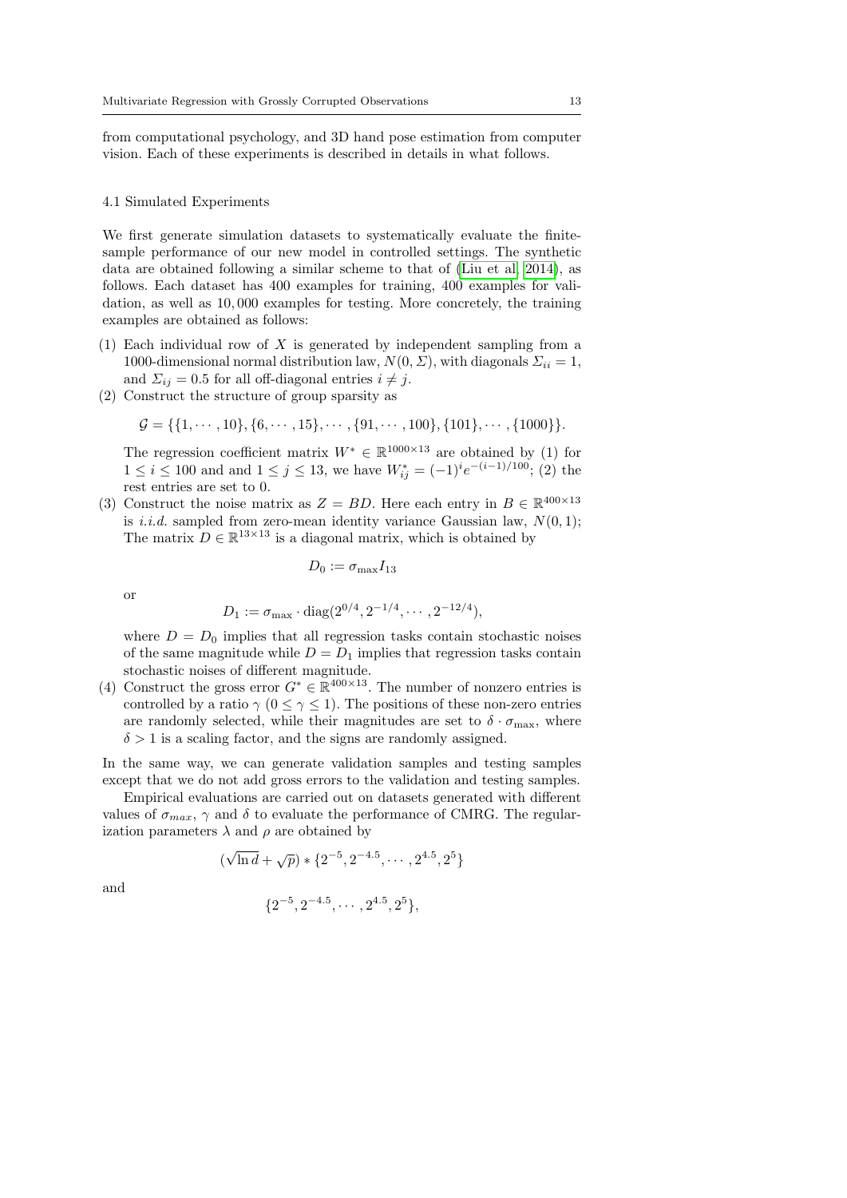from computational psychology, and 3D hand pose estimation from computer vision. Each of these experiments is described in details in what follows.

### 4.1 Simulated Experiments

We first generate simulation datasets to systematically evaluate the finite-sample performance of our new model in controlled settings. The synthetic data are obtained following a similar scheme to that of (Liu et al, 2014), as follows. Each dataset has 400 examples for training, 400 examples for validation, as well as 10,000 examples for testing. More concretely, the training examples are obtained as follows:

(1) Each individual row of $X$ is generated by independent sampling from a 1000-dimensional normal distribution law, $N(0, \Sigma)$, with diagonals $\Sigma_{ii} = 1$, and $\Sigma_{ij} = 0.5$ for all off-diagonal entries $i \neq j$.

(2) Construct the structure of group sparsity as

$$\mathcal{G} = \{\{1, \cdots, 10\}, \{6, \cdots, 15\}, \cdots, \{91, \cdots, 100\}, \{101\}, \cdots, \{1000\}\}.$$

The regression coefficient matrix $W^* \in \mathbb{R}^{1000 \times 13}$ are obtained by (1) for $1 \leq i \leq 100$ and and $1 \leq j \leq 13$, we have $W^*_{ij} = (-1)^i e^{-(i-1)/100}$; (2) the rest entries are set to 0.

(3) Construct the noise matrix as $Z = BD$. Here each entry in $B \in \mathbb{R}^{400 \times 13}$ is *i.i.d.* sampled from zero-mean identity variance Gaussian law, $N(0, 1)$; The matrix $D \in \mathbb{R}^{13 \times 13}$ is a diagonal matrix, which is obtained by

$$D_0 := \sigma_{\max} I_{13}$$

or

$$D_1 := \sigma_{\max} \cdot \operatorname{diag}(2^{0/4}, 2^{-1/4}, \cdots, 2^{-12/4}),$$

where $D = D_0$ implies that all regression tasks contain stochastic noises of the same magnitude while $D = D_1$ implies that regression tasks contain stochastic noises of different magnitude.

(4) Construct the gross error $G^* \in \mathbb{R}^{400 \times 13}$. The number of nonzero entries is controlled by a ratio $\gamma$ $(0 \leq \gamma \leq 1)$. The positions of these non-zero entries are randomly selected, while their magnitudes are set to $\delta \cdot \sigma_{\max}$, where $\delta > 1$ is a scaling factor, and the signs are randomly assigned.

In the same way, we can generate validation samples and testing samples except that we do not add gross errors to the validation and testing samples.

Empirical evaluations are carried out on datasets generated with different values of $\sigma_{max}$, $\gamma$ and $\delta$ to evaluate the performance of CMRG. The regularization parameters $\lambda$ and $\rho$ are obtained by

$$(\sqrt{\ln d} + \sqrt{p}) * \{2^{-5}, 2^{-4.5}, \cdots, 2^{4.5}, 2^5\}$$

and

$$\{2^{-5}, 2^{-4.5}, \cdots, 2^{4.5}, 2^5\},$$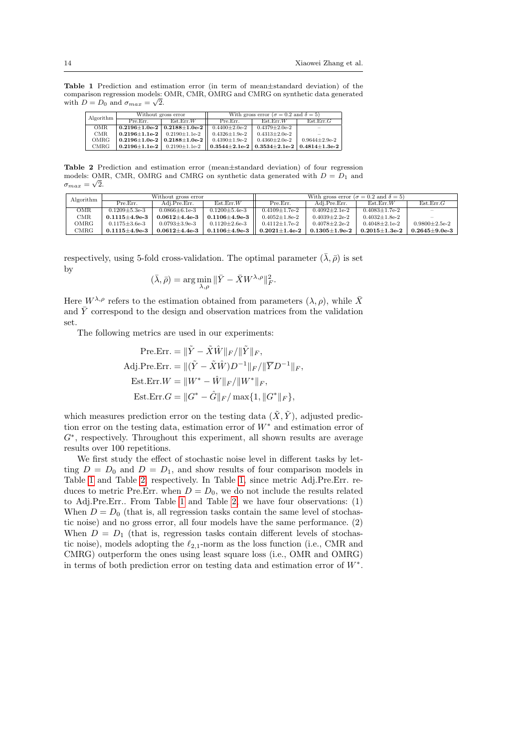**Table 1** Prediction and estimation error (in term of mean±standard deviation) of the comparison regression models: OMR, CMR, OMRG and CMRG on synthetic data generated with $D = D_0$ and $\sigma_{max} = \sqrt{2}$.

| Algorithm | Without gross error | | With gross error ($\sigma = 0.2$ and $\delta = 5$) | | |
|---|---|---|---|---|---|
| | Pre.Err. | Est.Err.$W$ | Pre.Err. | Est.Err.$W$ | Est.Err.$G$ |
| OMR | **0.2196±1.0e-2** | **0.2188±1.0e-2** | 0.4400±2.0e-2 | 0.4379±2.0e-2 | – |
| CMR | **0.2196±1.1e-2** | 0.2190±1.1e-2 | 0.4326±1.9e-2 | 0.4313±2.0e-2 | – |
| OMRG | **0.2196±1.0e-2** | **0.2188±1.0e-2** | 0.4390±1.9e-2 | 0.4360±2.0e-2 | 0.9644±2.9e-2 |
| CMRG | **0.2196±1.1e-2** | 0.2190±1.1e-2 | **0.3544±2.1e-2** | **0.3534±2.1e-2** | **0.4814±1.3e-2** |

**Table 2** Prediction and estimation error (mean±standard deviation) of four regression models: OMR, CMR, OMRG and CMRG on synthetic data generated with $D = D_1$ and $\sigma_{max} = \sqrt{2}$.

| Algorithm | Without gross error | | | With gross error ($\sigma = 0.2$ and $\delta = 5$) | | | |
|---|---|---|---|---|---|---|---|
| | Pre.Err. | Adj.Pre.Err. | Est.Err.$W$ | Pre.Err. | Adj.Pre.Err. | Est.Err.$W$ | Est.Err.$G$ |
| OMR | 0.1209±5.3e-3 | 0.0866±6.1e-3 | 0.1200±5.4e-3 | 0.4109±1.7e-2 | 0.4092±2.1e-2 | 0.4083±1.7e-2 | – |
| CMR | **0.1115±4.9e-3** | **0.0612±4.4e-3** | **0.1106±4.9e-3** | 0.4052±1.8e-2 | 0.4039±2.2e-2 | 0.4032±1.8e-2 | – |
| OMRG | 0.1175±3.6e-3 | 0.0793±3.9e-3 | 0.1120±2.6e-3 | 0.4112±1.7e-2 | 0.4078±2.2e-2 | 0.4048±2.1e-2 | 0.9800±2.5e-2 |
| CMRG | **0.1115±4.9e-3** | **0.0612±4.4e-3** | **0.1106±4.9e-3** | **0.2021±1.4e-2** | **0.1305±1.9e-2** | **0.2015±1.3e-2** | **0.2645±9.0e-3** |

respectively, using 5-fold cross-validation. The optimal parameter $(\bar{\lambda}, \bar{\rho})$ is set by

$$(\bar{\lambda}, \bar{\rho}) = \arg\min_{\lambda,\rho} \|\bar{Y} - \bar{X}W^{\lambda,\rho}\|_F^2.$$

Here $W^{\lambda,\rho}$ refers to the estimation obtained from parameters $(\lambda, \rho)$, while $\bar{X}$ and $\bar{Y}$ correspond to the design and observation matrices from the validation set.

The following metrics are used in our experiments:

$$\begin{aligned}
\text{Pre.Err.} &= \|\tilde{Y} - \tilde{X}\hat{W}\|_F / \|\tilde{Y}\|_F, \\
\text{Adj.Pre.Err.} &= \|(\tilde{Y} - \tilde{X}\hat{W})D^{-1}\|_F / \|\overline{Y}D^{-1}\|_F, \\
\text{Est.Err.}W &= \|W^* - \hat{W}\|_F / \|W^*\|_F, \\
\text{Est.Err.}G &= \|G^* - \hat{G}\|_F / \max\{1, \|G^*\|_F\},
\end{aligned}$$

which measures prediction error on the testing data $(\tilde{X}, \tilde{Y})$, adjusted prediction error on the testing data, estimation error of $W^*$ and estimation error of $G^*$, respectively. Throughout this experiment, all shown results are average results over 100 repetitions.

We first study the effect of stochastic noise level in different tasks by letting $D = D_0$ and $D = D_1$, and show results of four comparison models in Table 1 and Table 2, respectively. In Table 1, since metric Adj.Pre.Err. reduces to metric Pre.Err. when $D = D_0$, we do not include the results related to Adj.Pre.Err.. From Table 1 and Table 2, we have four observations: (1) When $D = D_0$ (that is, all regression tasks contain the same level of stochastic noise) and no gross error, all four models have the same performance. (2) When $D = D_1$ (that is, regression tasks contain different levels of stochastic noise), models adopting the $\ell_{2,1}$-norm as the loss function (i.e., CMR and CMRG) outperform the ones using least square loss (i.e., OMR and OMRG) in terms of both prediction error on testing data and estimation error of $W^*$.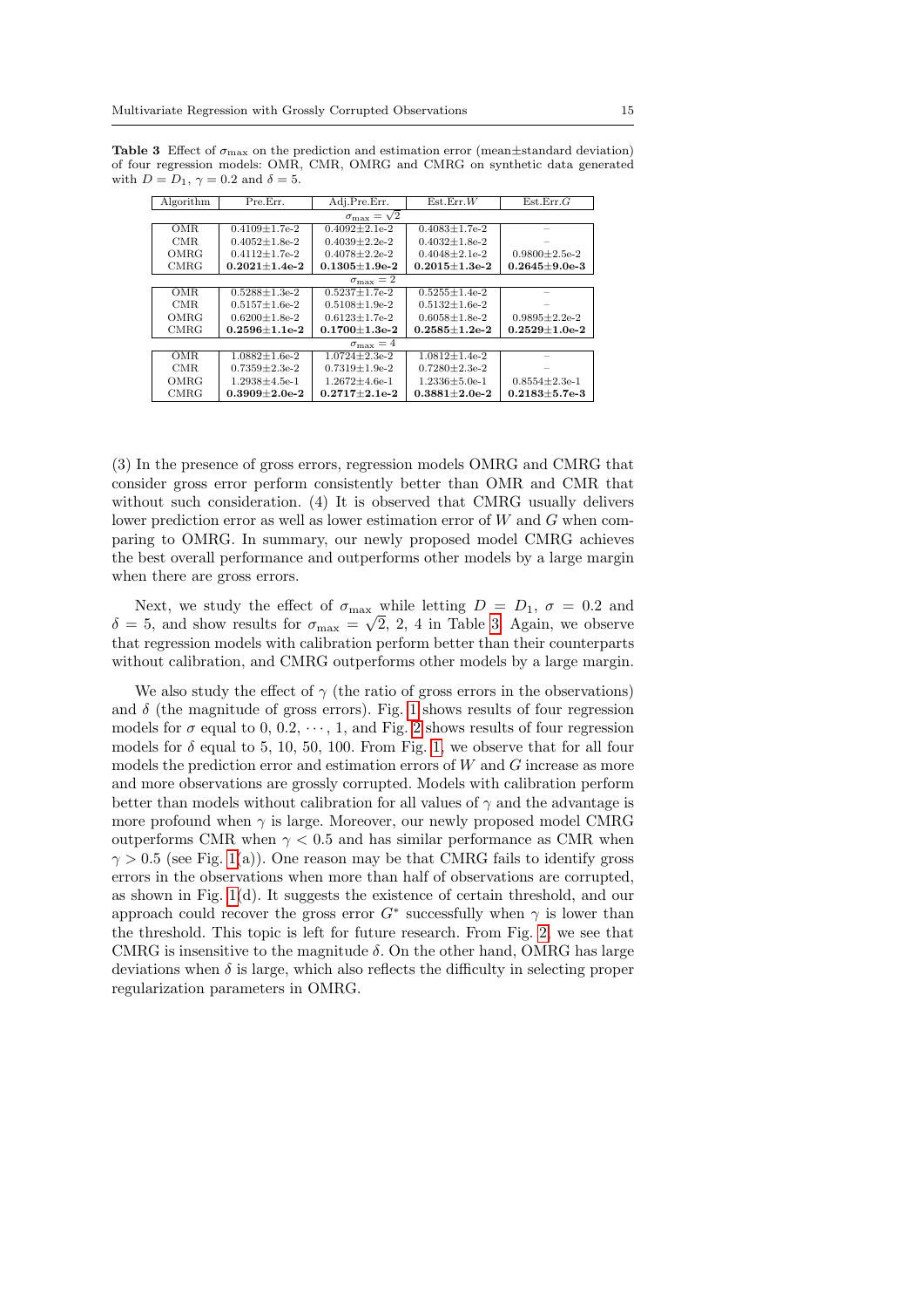**Table 3** Effect of $\sigma_{\max}$ on the prediction and estimation error (mean±standard deviation) of four regression models: OMR, CMR, OMRG and CMRG on synthetic data generated with $D = D_1$, $\gamma = 0.2$ and $\delta = 5$.

| Algorithm | Pre.Err. | Adj.Pre.Err. | Est.Err.$W$ | Est.Err.$G$ |
|---|---|---|---|---|
| | | $\sigma_{\max} = \sqrt{2}$ | | |
| OMR | 0.4109±1.7e-2 | 0.4092±2.1e-2 | 0.4083±1.7e-2 | – |
| CMR | 0.4052±1.8e-2 | 0.4039±2.2e-2 | 0.4032±1.8e-2 | – |
| OMRG | 0.4112±1.7e-2 | 0.4078±2.2e-2 | 0.4048±2.1e-2 | 0.9800±2.5e-2 |
| CMRG | **0.2021±1.4e-2** | **0.1305±1.9e-2** | **0.2015±1.3e-2** | **0.2645±9.0e-3** |
| | | $\sigma_{\max} = 2$ | | |
| OMR | 0.5288±1.3e-2 | 0.5237±1.7e-2 | 0.5255±1.4e-2 | – |
| CMR | 0.5157±1.6e-2 | 0.5108±1.9e-2 | 0.5132±1.6e-2 | – |
| OMRG | 0.6200±1.8e-2 | 0.6123±1.7e-2 | 0.6058±1.8e-2 | 0.9895±2.2e-2 |
| CMRG | **0.2596±1.1e-2** | **0.1700±1.3e-2** | **0.2585±1.2e-2** | **0.2529±1.0e-2** |
| | | $\sigma_{\max} = 4$ | | |
| OMR | 1.0882±1.6e-2 | 1.0724±2.3e-2 | 1.0812±1.4e-2 | – |
| CMR | 0.7359±2.3e-2 | 0.7319±1.9e-2 | 0.7280±2.3e-2 | – |
| OMRG | 1.2938±4.5e-1 | 1.2672±4.6e-1 | 1.2336±5.0e-1 | 0.8554±2.3e-1 |
| CMRG | **0.3909±2.0e-2** | **0.2717±2.1e-2** | **0.3881±2.0e-2** | **0.2183±5.7e-3** |

(3) In the presence of gross errors, regression models OMRG and CMRG that consider gross error perform consistently better than OMR and CMR that without such consideration. (4) It is observed that CMRG usually delivers lower prediction error as well as lower estimation error of $W$ and $G$ when comparing to OMRG. In summary, our newly proposed model CMRG achieves the best overall performance and outperforms other models by a large margin when there are gross errors.

Next, we study the effect of $\sigma_{\max}$ while letting $D = D_1$, $\sigma = 0.2$ and $\delta = 5$, and show results for $\sigma_{\max} = \sqrt{2}$, 2, 4 in Table 3. Again, we observe that regression models with calibration perform better than their counterparts without calibration, and CMRG outperforms other models by a large margin.

We also study the effect of $\gamma$ (the ratio of gross errors in the observations) and $\delta$ (the magnitude of gross errors). Fig. 1 shows results of four regression models for $\sigma$ equal to 0, 0.2, $\cdots$, 1, and Fig. 2 shows results of four regression models for $\delta$ equal to 5, 10, 50, 100. From Fig. 1, we observe that for all four models the prediction error and estimation errors of $W$ and $G$ increase as more and more observations are grossly corrupted. Models with calibration perform better than models without calibration for all values of $\gamma$ and the advantage is more profound when $\gamma$ is large. Moreover, our newly proposed model CMRG outperforms CMR when $\gamma < 0.5$ and has similar performance as CMR when $\gamma > 0.5$ (see Fig. 1(a)). One reason may be that CMRG fails to identify gross errors in the observations when more than half of observations are corrupted, as shown in Fig. 1(d). It suggests the existence of certain threshold, and our approach could recover the gross error $G^*$ successfully when $\gamma$ is lower than the threshold. This topic is left for future research. From Fig. 2, we see that CMRG is insensitive to the magnitude $\delta$. On the other hand, OMRG has large deviations when $\delta$ is large, which also reflects the difficulty in selecting proper regularization parameters in OMRG.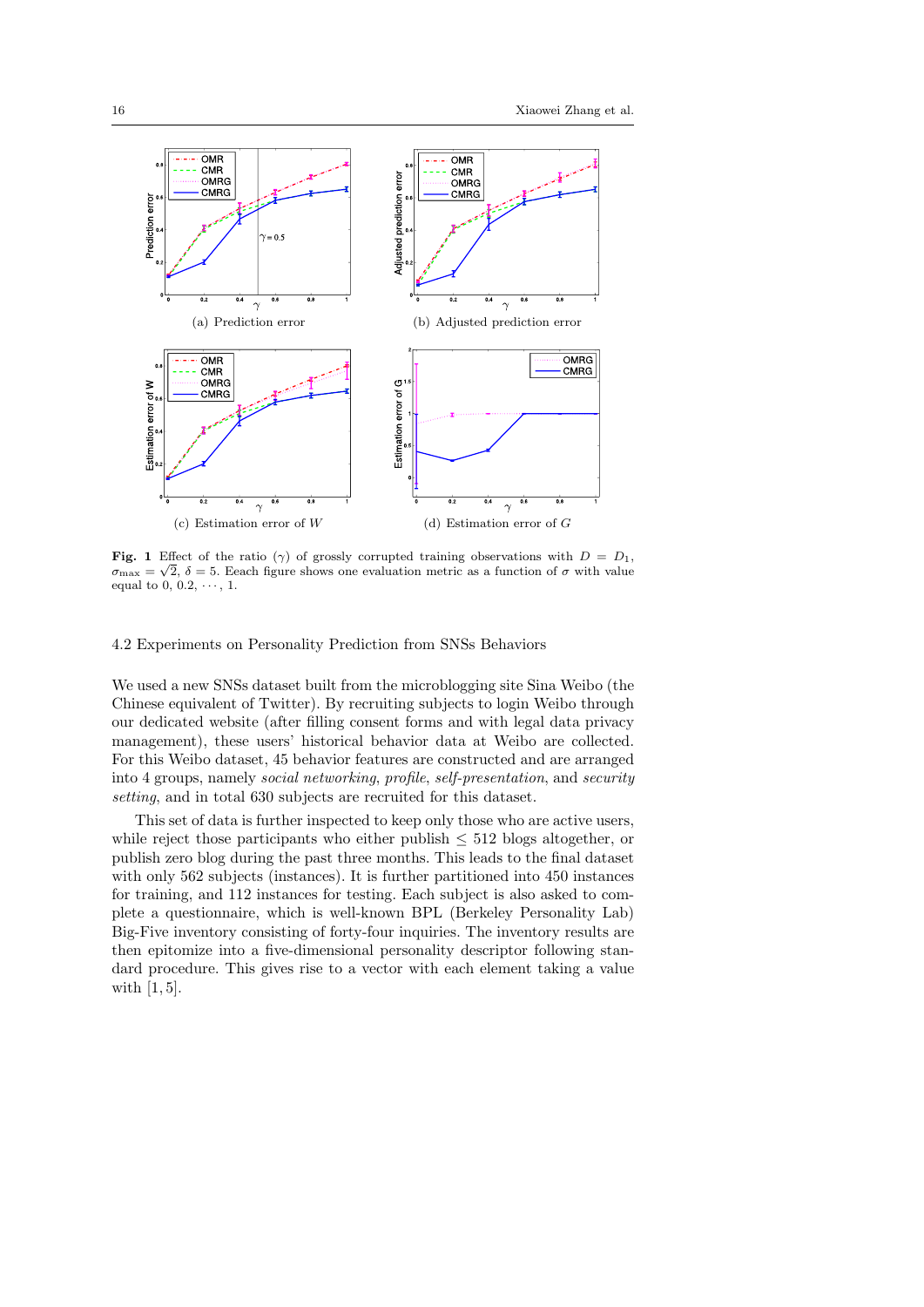(a) Prediction error

(b) Adjusted prediction error

(c) Estimation error of $W$

(d) Estimation error of $G$

**Fig. 1** Effect of the ratio ($\gamma$) of grossly corrupted training observations with $D = D_1$, $\sigma_{\max} = \sqrt{2}$, $\delta = 5$. Eeach figure shows one evaluation metric as a function of $\sigma$ with value equal to 0, 0.2, $\cdots$, 1.

### 4.2 Experiments on Personality Prediction from SNSs Behaviors

We used a new SNSs dataset built from the microblogging site Sina Weibo (the Chinese equivalent of Twitter). By recruiting subjects to login Weibo through our dedicated website (after filling consent forms and with legal data privacy management), these users' historical behavior data at Weibo are collected. For this Weibo dataset, 45 behavior features are constructed and are arranged into 4 groups, namely *social networking*, *profile*, *self-presentation*, and *security setting*, and in total 630 subjects are recruited for this dataset.

This set of data is further inspected to keep only those who are active users, while reject those participants who either publish $\leq$ 512 blogs altogether, or publish zero blog during the past three months. This leads to the final dataset with only 562 subjects (instances). It is further partitioned into 450 instances for training, and 112 instances for testing. Each subject is also asked to complete a questionnaire, which is well-known BPL (Berkeley Personality Lab) Big-Five inventory consisting of forty-four inquiries. The inventory results are then epitomize into a five-dimensional personality descriptor following standard procedure. This gives rise to a vector with each element taking a value with $[1, 5]$.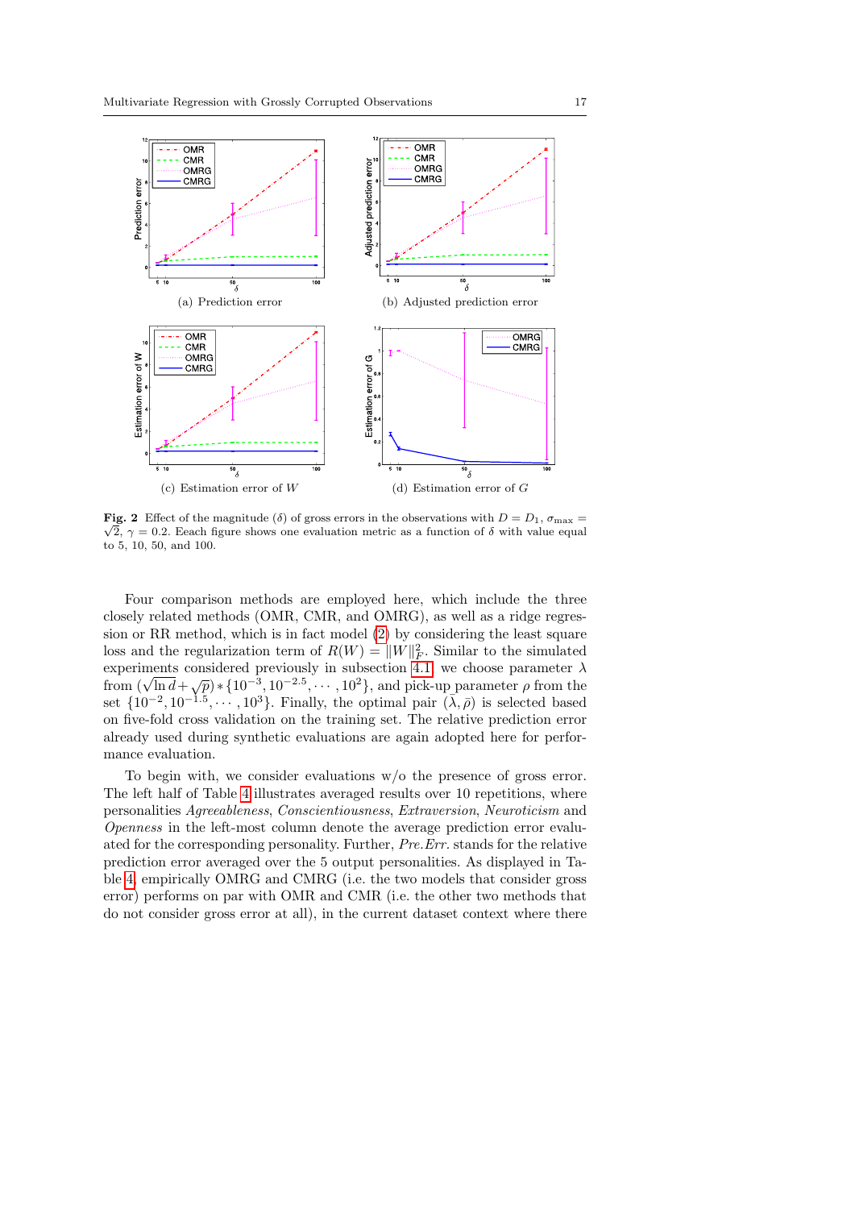(a) Prediction error

(b) Adjusted prediction error

(c) Estimation error of $W$

(d) Estimation error of $G$

**Fig. 2** Effect of the magnitude ($\delta$) of gross errors in the observations with $D = D_1$, $\sigma_{\max} = \sqrt{2}$, $\gamma = 0.2$. Eeach figure shows one evaluation metric as a function of $\delta$ with value equal to 5, 10, 50, and 100.

Four comparison methods are employed here, which include the three closely related methods (OMR, CMR, and OMRG), as well as a ridge regression or RR method, which is in fact model (2) by considering the least square loss and the regularization term of $R(W) = \|W\|_F^2$. Similar to the simulated experiments considered previously in subsection 4.1, we choose parameter $\lambda$ from $(\sqrt{\ln d} + \sqrt{p}) * \{10^{-3}, 10^{-2.5}, \cdots, 10^{2}\}$, and pick-up parameter $\rho$ from the set $\{10^{-2}, 10^{-1.5}, \cdots, 10^{3}\}$. Finally, the optimal pair $(\bar{\lambda}, \bar{\rho})$ is selected based on five-fold cross validation on the training set. The relative prediction error already used during synthetic evaluations are again adopted here for performance evaluation.

To begin with, we consider evaluations w/o the presence of gross error. The left half of Table 4 illustrates averaged results over 10 repetitions, where personalities *Agreeableness*, *Conscientiousness*, *Extraversion*, *Neuroticism* and *Openness* in the left-most column denote the average prediction error evaluated for the corresponding personality. Further, *Pre.Err.* stands for the relative prediction error averaged over the 5 output personalities. As displayed in Table 4, empirically OMRG and CMRG (i.e. the two models that consider gross error) performs on par with OMR and CMR (i.e. the other two methods that do not consider gross error at all), in the current dataset context where there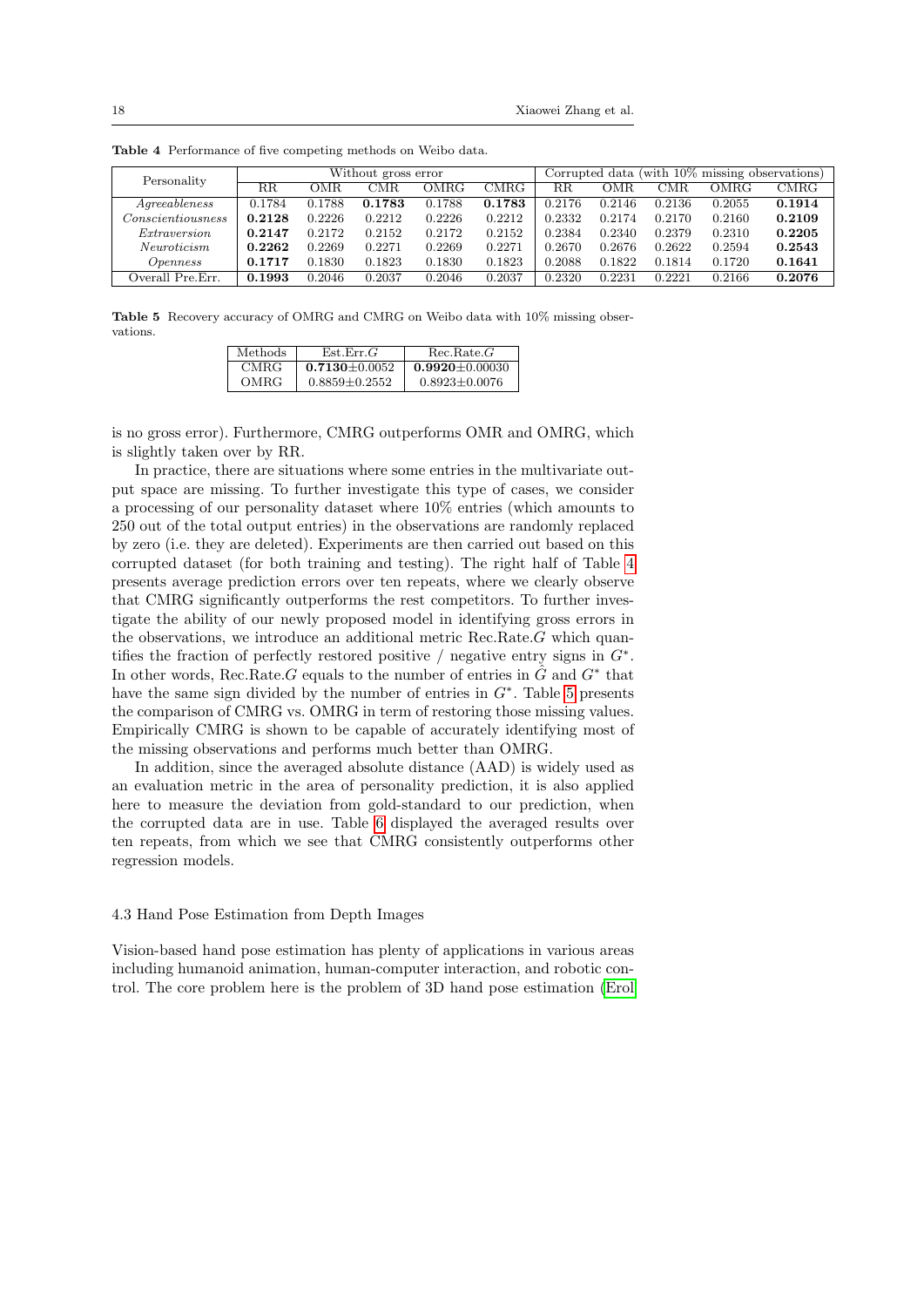**Table 4** Performance of five competing methods on Weibo data.

| Personality | Without gross error | | | | | Corrupted data (with 10% missing observations) | | | | |
|---|---|---|---|---|---|---|---|---|---|---|
| | RR | OMR | CMR | OMRG | CMRG | RR | OMR | CMR | OMRG | CMRG |
| *Agreeableness* | 0.1784 | 0.1788 | **0.1783** | 0.1788 | **0.1783** | 0.2176 | 0.2146 | 0.2136 | 0.2055 | **0.1914** |
| *Conscientiousness* | **0.2128** | 0.2226 | 0.2212 | 0.2226 | 0.2212 | 0.2332 | 0.2174 | 0.2170 | 0.2160 | **0.2109** |
| *Extraversion* | **0.2147** | 0.2172 | 0.2152 | 0.2172 | 0.2152 | 0.2384 | 0.2340 | 0.2379 | 0.2310 | **0.2205** |
| *Neuroticism* | **0.2262** | 0.2269 | 0.2271 | 0.2269 | 0.2271 | 0.2670 | 0.2676 | 0.2622 | 0.2594 | **0.2543** |
| *Openness* | **0.1717** | 0.1830 | 0.1823 | 0.1830 | 0.1823 | 0.2088 | 0.1822 | 0.1814 | 0.1720 | **0.1641** |
| Overall Pre.Err. | **0.1993** | 0.2046 | 0.2037 | 0.2046 | 0.2037 | 0.2320 | 0.2231 | 0.2221 | 0.2166 | **0.2076** |

**Table 5** Recovery accuracy of OMRG and CMRG on Weibo data with 10% missing observations.

| Methods | Est.Err.$G$ | Rec.Rate.$G$ |
|---|---|---|
| CMRG | **0.7130**$\pm$**0.0052** | **0.9920**$\pm$**0.00030** |
| OMRG | 0.8859$\pm$0.2552 | 0.8923$\pm$0.0076 |

is no gross error). Furthermore, CMRG outperforms OMR and OMRG, which is slightly taken over by RR.

In practice, there are situations where some entries in the multivariate output space are missing. To further investigate this type of cases, we consider a processing of our personality dataset where 10% entries (which amounts to 250 out of the total output entries) in the observations are randomly replaced by zero (i.e. they are deleted). Experiments are then carried out based on this corrupted dataset (for both training and testing). The right half of Table 4 presents average prediction errors over ten repeats, where we clearly observe that CMRG significantly outperforms the rest competitors. To further investigate the ability of our newly proposed model in identifying gross errors in the observations, we introduce an additional metric Rec.Rate.$G$ which quantifies the fraction of perfectly restored positive / negative entry signs in $G^*$. In other words, Rec.Rate.$G$ equals to the number of entries in $\hat{G}$ and $G^*$ that have the same sign divided by the number of entries in $G^*$. Table 5 presents the comparison of CMRG vs. OMRG in term of restoring those missing values. Empirically CMRG is shown to be capable of accurately identifying most of the missing observations and performs much better than OMRG.

In addition, since the averaged absolute distance (AAD) is widely used as an evaluation metric in the area of personality prediction, it is also applied here to measure the deviation from gold-standard to our prediction, when the corrupted data are in use. Table 6 displayed the averaged results over ten repeats, from which we see that CMRG consistently outperforms other regression models.

### 4.3 Hand Pose Estimation from Depth Images

Vision-based hand pose estimation has plenty of applications in various areas including humanoid animation, human-computer interaction, and robotic control. The core problem here is the problem of 3D hand pose estimation (Erol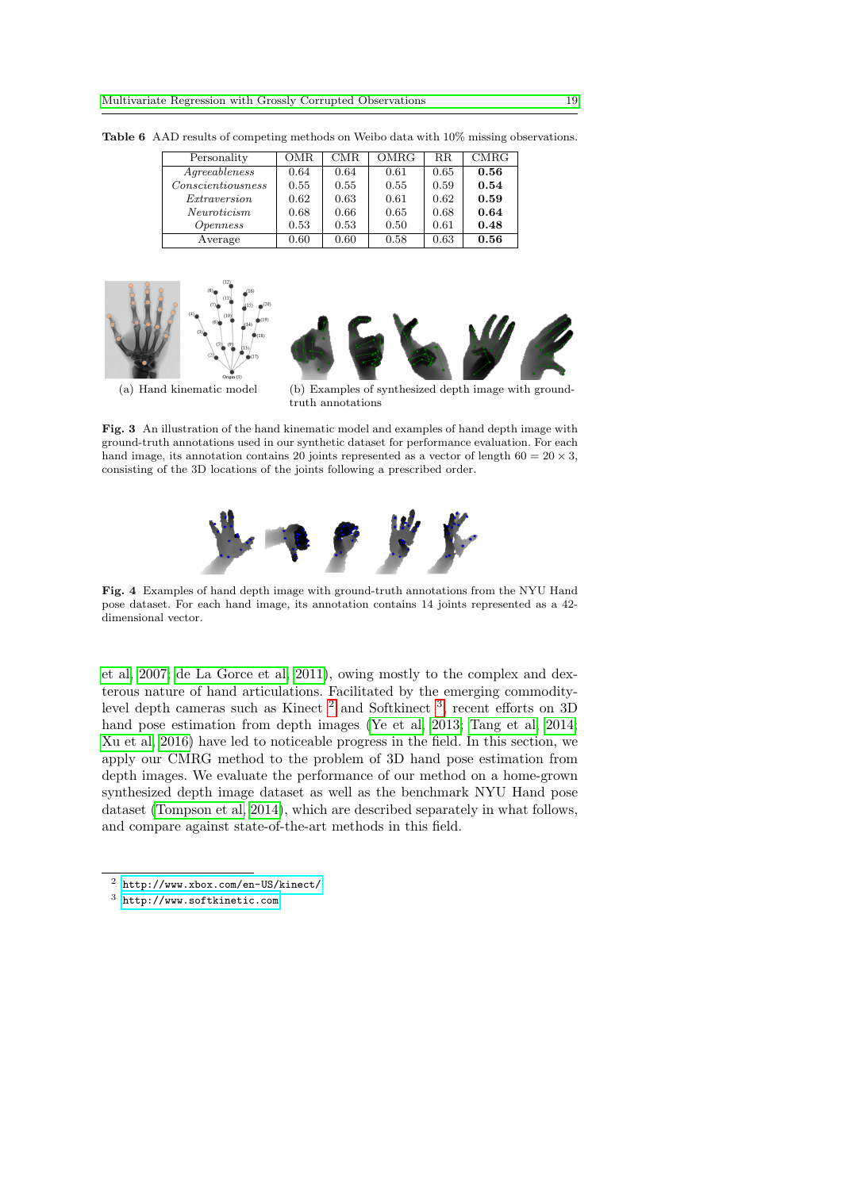**Table 6** AAD results of competing methods on Weibo data with 10% missing observations.

| Personality | OMR | CMR | OMRG | RR | CMRG |
|---|---|---|---|---|---|
| *Agreeableness* | 0.64 | 0.64 | 0.61 | 0.65 | **0.56** |
| *Conscientiousness* | 0.55 | 0.55 | 0.55 | 0.59 | **0.54** |
| *Extraversion* | 0.62 | 0.63 | 0.61 | 0.62 | **0.59** |
| *Neuroticism* | 0.68 | 0.66 | 0.65 | 0.68 | **0.64** |
| *Openness* | 0.53 | 0.53 | 0.50 | 0.61 | **0.48** |
| Average | 0.60 | 0.60 | 0.58 | 0.63 | **0.56** |

(a) Hand kinematic model

(b) Examples of synthesized depth image with ground-truth annotations

**Fig. 3** An illustration of the hand kinematic model and examples of hand depth image with ground-truth annotations used in our synthetic dataset for performance evaluation. For each hand image, its annotation contains 20 joints represented as a vector of length $60 = 20 \times 3$, consisting of the 3D locations of the joints following a prescribed order.

**Fig. 4** Examples of hand depth image with ground-truth annotations from the NYU Hand pose dataset. For each hand image, its annotation contains 14 joints represented as a 42-dimensional vector.

et al, 2007; de La Gorce et al, 2011), owing mostly to the complex and dexterous nature of hand articulations. Facilitated by the emerging commodity-level depth cameras such as Kinect [2] and Softkinect [3], recent efforts on 3D hand pose estimation from depth images (Ye et al, 2013; Tang et al, 2014; Xu et al, 2016) have led to noticeable progress in the field. In this section, we apply our CMRG method to the problem of 3D hand pose estimation from depth images. We evaluate the performance of our method on a home-grown synthesized depth image dataset as well as the benchmark NYU Hand pose dataset (Tompson et al, 2014), which are described separately in what follows, and compare against state-of-the-art methods in this field.

[2] http://www.xbox.com/en-US/kinect/

[3] http://www.softkinetic.com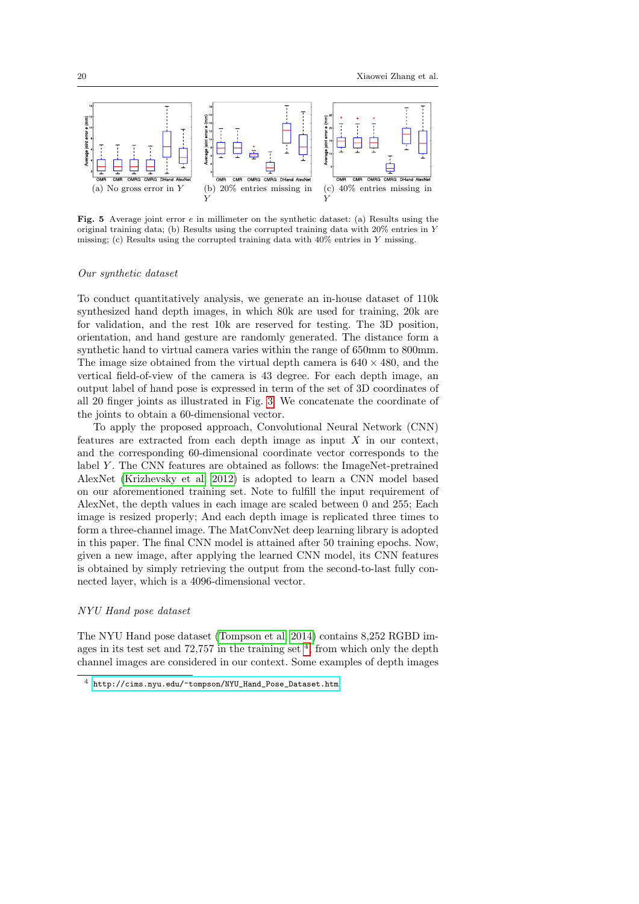(a) No gross error in $Y$

(b) 20% entries missing in $Y$

(c) 40% entries missing in $Y$

**Fig. 5** Average joint error $e$ in millimeter on the synthetic dataset: (a) Results using the original training data; (b) Results using the corrupted training data with 20% entries in $Y$ missing; (c) Results using the corrupted training data with 40% entries in $Y$ missing.

*Our synthetic dataset*

To conduct quantitatively analysis, we generate an in-house dataset of 110k synthesized hand depth images, in which 80k are used for training, 20k are for validation, and the rest 10k are reserved for testing. The 3D position, orientation, and hand gesture are randomly generated. The distance form a synthetic hand to virtual camera varies within the range of 650mm to 800mm. The image size obtained from the virtual depth camera is $640 \times 480$, and the vertical field-of-view of the camera is 43 degree. For each depth image, an output label of hand pose is expressed in term of the set of 3D coordinates of all 20 finger joints as illustrated in Fig. 3. We concatenate the coordinate of the joints to obtain a 60-dimensional vector.

To apply the proposed approach, Convolutional Neural Network (CNN) features are extracted from each depth image as input $X$ in our context, and the corresponding 60-dimensional coordinate vector corresponds to the label $Y$. The CNN features are obtained as follows: the ImageNet-pretrained AlexNet (Krizhevsky et al 2012) is adopted to learn a CNN model based on our aforementioned training set. Note to fulfill the input requirement of AlexNet, the depth values in each image are scaled between 0 and 255; Each image is resized properly; And each depth image is replicated three times to form a three-channel image. The MatConvNet deep learning library is adopted in this paper. The final CNN model is attained after 50 training epochs. Now, given a new image, after applying the learned CNN model, its CNN features is obtained by simply retrieving the output from the second-to-last fully connected layer, which is a 4096-dimensional vector.

*NYU Hand pose dataset*

The NYU Hand pose dataset (Tompson et al 2014) contains 8,252 RGBD images in its test set and 72,757 in the training set [4], from which only the depth channel images are considered in our context. Some examples of depth images

[4] http://cims.nyu.edu/~tompson/NYU_Hand_Pose_Dataset.htm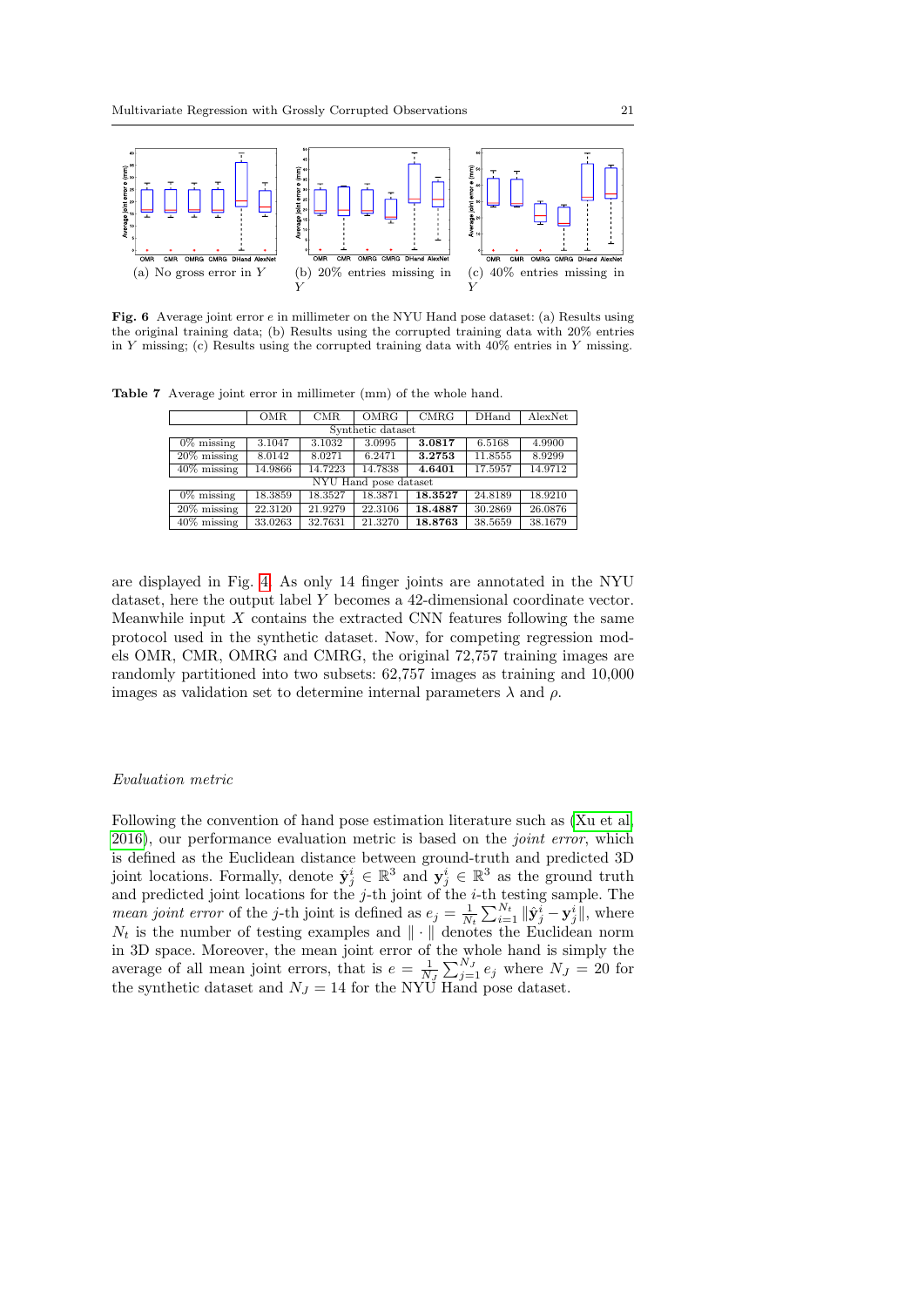(a) No gross error in $Y$

(b) 20% entries missing in $Y$

(c) 40% entries missing in $Y$

**Fig. 6** Average joint error $e$ in millimeter on the NYU Hand pose dataset: (a) Results using the original training data; (b) Results using the corrupted training data with 20% entries in $Y$ missing; (c) Results using the corrupted training data with 40% entries in $Y$ missing.

**Table 7** Average joint error in millimeter (mm) of the whole hand.

| | OMR | CMR | OMRG | CMRG | DHand | AlexNet |
|---|---|---|---|---|---|---|
| Synthetic dataset | | | | | | |
| 0% missing | 3.1047 | 3.1032 | 3.0995 | **3.0817** | 6.5168 | 4.9900 |
| 20% missing | 8.0142 | 8.0271 | 6.2471 | **3.2753** | 11.8555 | 8.9299 |
| 40% missing | 14.9866 | 14.7223 | 14.7838 | **4.6401** | 17.5957 | 14.9712 |
| NYU Hand pose dataset | | | | | | |
| 0% missing | 18.3859 | 18.3527 | 18.3871 | **18.3527** | 24.8189 | 18.9210 |
| 20% missing | 22.3120 | 21.9279 | 22.3106 | **18.4887** | 30.2869 | 26.0876 |
| 40% missing | 33.0263 | 32.7631 | 21.3270 | **18.8763** | 38.5659 | 38.1679 |

are displayed in Fig. 4. As only 14 finger joints are annotated in the NYU dataset, here the output label $Y$ becomes a 42-dimensional coordinate vector. Meanwhile input $X$ contains the extracted CNN features following the same protocol used in the synthetic dataset. Now, for competing regression models OMR, CMR, OMRG and CMRG, the original 72,757 training images are randomly partitioned into two subsets: 62,757 images as training and 10,000 images as validation set to determine internal parameters $\lambda$ and $\rho$.

*Evaluation metric*

Following the convention of hand pose estimation literature such as (Xu et al, 2016), our performance evaluation metric is based on the *joint error*, which is defined as the Euclidean distance between ground-truth and predicted 3D joint locations. Formally, denote $\hat{\mathbf{y}}_j^i \in \mathbb{R}^3$ and $\mathbf{y}_j^i \in \mathbb{R}^3$ as the ground truth and predicted joint locations for the $j$-th joint of the $i$-th testing sample. The *mean joint error* of the $j$-th joint is defined as $e_j = \frac{1}{N_t}\sum_{i=1}^{N_t} \|\hat{\mathbf{y}}_j^i - \mathbf{y}_j^i\|$, where $N_t$ is the number of testing examples and $\|\cdot\|$ denotes the Euclidean norm in 3D space. Moreover, the mean joint error of the whole hand is simply the average of all mean joint errors, that is $e = \frac{1}{N_J}\sum_{j=1}^{N_J} e_j$ where $N_J = 20$ for the synthetic dataset and $N_J = 14$ for the NYU Hand pose dataset.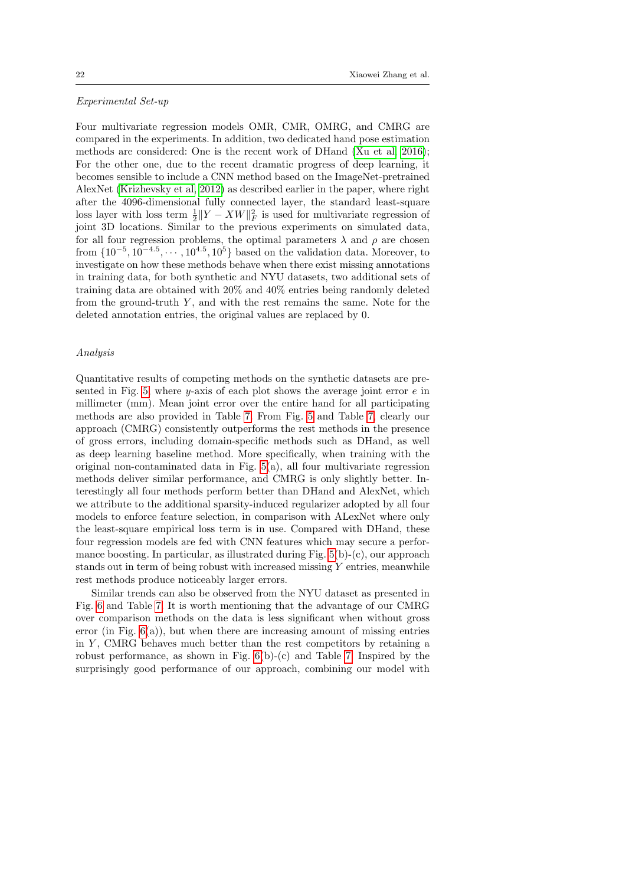*Experimental Set-up*

Four multivariate regression models OMR, CMR, OMRG, and CMRG are compared in the experiments. In addition, two dedicated hand pose estimation methods are considered: One is the recent work of DHand (Xu et al, 2016); For the other one, due to the recent dramatic progress of deep learning, it becomes sensible to include a CNN method based on the ImageNet-pretrained AlexNet (Krizhevsky et al, 2012) as described earlier in the paper, where right after the 4096-dimensional fully connected layer, the standard least-square loss layer with loss term $\frac{1}{2}\|Y - XW\|_F^2$ is used for multivariate regression of joint 3D locations. Similar to the previous experiments on simulated data, for all four regression problems, the optimal parameters $\lambda$ and $\rho$ are chosen from $\{10^{-5}, 10^{-4.5}, \cdots, 10^{4.5}, 10^{5}\}$ based on the validation data. Moreover, to investigate on how these methods behave when there exist missing annotations in training data, for both synthetic and NYU datasets, two additional sets of training data are obtained with 20% and 40% entries being randomly deleted from the ground-truth $Y$, and with the rest remains the same. Note for the deleted annotation entries, the original values are replaced by 0.

*Analysis*

Quantitative results of competing methods on the synthetic datasets are presented in Fig. 5, where $y$-axis of each plot shows the average joint error $e$ in millimeter (mm). Mean joint error over the entire hand for all participating methods are also provided in Table 7. From Fig. 5 and Table 7, clearly our approach (CMRG) consistently outperforms the rest methods in the presence of gross errors, including domain-specific methods such as DHand, as well as deep learning baseline method. More specifically, when training with the original non-contaminated data in Fig. 5(a), all four multivariate regression methods deliver similar performance, and CMRG is only slightly better. Interestingly all four methods perform better than DHand and AlexNet, which we attribute to the additional sparsity-induced regularizer adopted by all four models to enforce feature selection, in comparison with ALexNet where only the least-square empirical loss term is in use. Compared with DHand, these four regression models are fed with CNN features which may secure a performance boosting. In particular, as illustrated during Fig. 5(b)-(c), our approach stands out in term of being robust with increased missing $Y$ entries, meanwhile rest methods produce noticeably larger errors.

Similar trends can also be observed from the NYU dataset as presented in Fig. 6 and Table 7. It is worth mentioning that the advantage of our CMRG over comparison methods on the data is less significant when without gross error (in Fig. 6(a)), but when there are increasing amount of missing entries in $Y$, CMRG behaves much better than the rest competitors by retaining a robust performance, as shown in Fig. 6(b)-(c) and Table 7. Inspired by the surprisingly good performance of our approach, combining our model with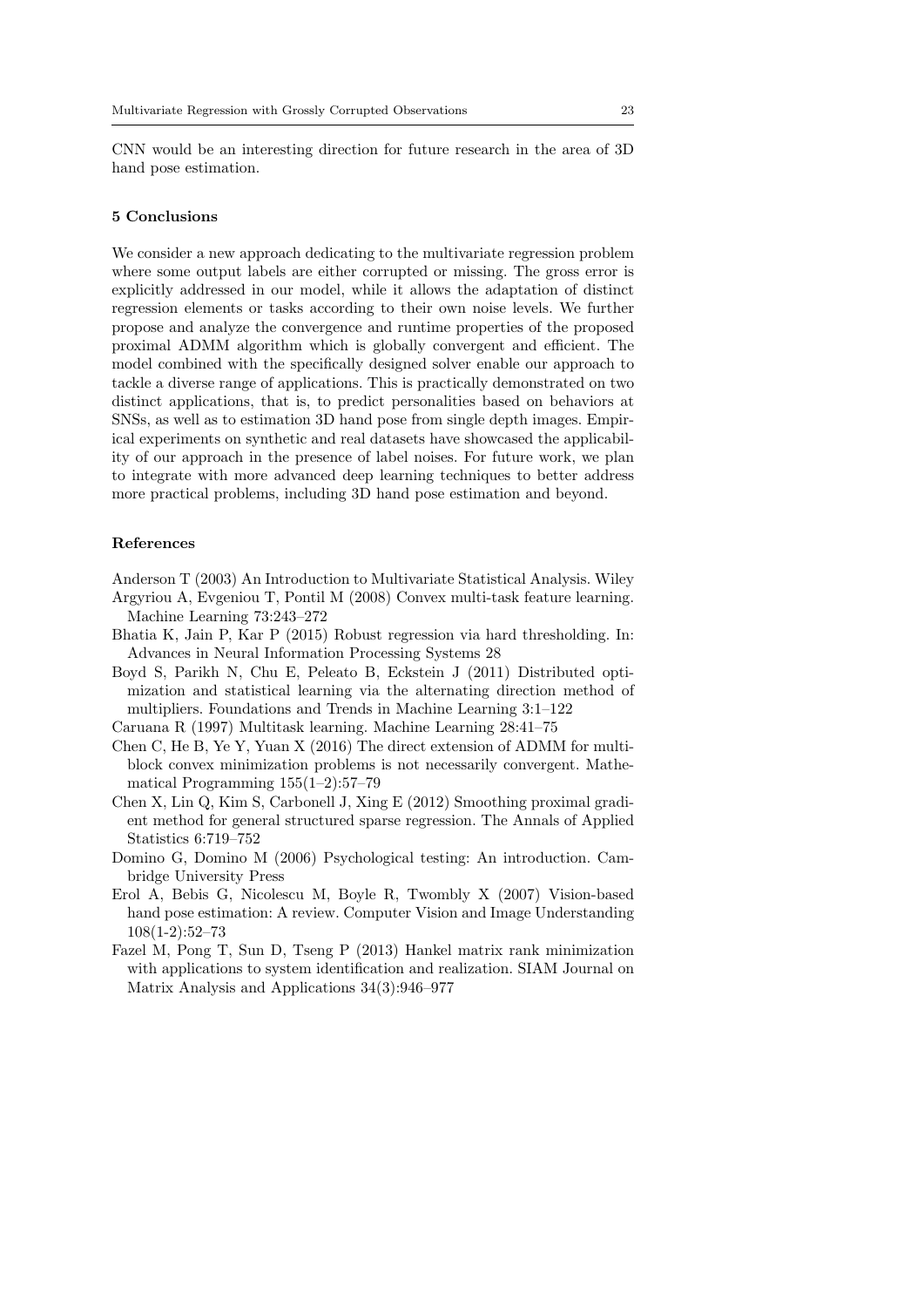CNN would be an interesting direction for future research in the area of 3D hand pose estimation.

## 5 Conclusions

We consider a new approach dedicating to the multivariate regression problem where some output labels are either corrupted or missing. The gross error is explicitly addressed in our model, while it allows the adaptation of distinct regression elements or tasks according to their own noise levels. We further propose and analyze the convergence and runtime properties of the proposed proximal ADMM algorithm which is globally convergent and efficient. The model combined with the specifically designed solver enable our approach to tackle a diverse range of applications. This is practically demonstrated on two distinct applications, that is, to predict personalities based on behaviors at SNSs, as well as to estimation 3D hand pose from single depth images. Empirical experiments on synthetic and real datasets have showcased the applicability of our approach in the presence of label noises. For future work, we plan to integrate with more advanced deep learning techniques to better address more practical problems, including 3D hand pose estimation and beyond.

## References

Anderson T (2003) An Introduction to Multivariate Statistical Analysis. Wiley

Argyriou A, Evgeniou T, Pontil M (2008) Convex multi-task feature learning. Machine Learning 73:243–272

Bhatia K, Jain P, Kar P (2015) Robust regression via hard thresholding. In: Advances in Neural Information Processing Systems 28

Boyd S, Parikh N, Chu E, Peleato B, Eckstein J (2011) Distributed optimization and statistical learning via the alternating direction method of multipliers. Foundations and Trends in Machine Learning 3:1–122

Caruana R (1997) Multitask learning. Machine Learning 28:41–75

Chen C, He B, Ye Y, Yuan X (2016) The direct extension of ADMM for multi-block convex minimization problems is not necessarily convergent. Mathematical Programming 155(1–2):57–79

Chen X, Lin Q, Kim S, Carbonell J, Xing E (2012) Smoothing proximal gradient method for general structured sparse regression. The Annals of Applied Statistics 6:719–752

Domino G, Domino M (2006) Psychological testing: An introduction. Cambridge University Press

Erol A, Bebis G, Nicolescu M, Boyle R, Twombly X (2007) Vision-based hand pose estimation: A review. Computer Vision and Image Understanding 108(1-2):52–73

Fazel M, Pong T, Sun D, Tseng P (2013) Hankel matrix rank minimization with applications to system identification and realization. SIAM Journal on Matrix Analysis and Applications 34(3):946–977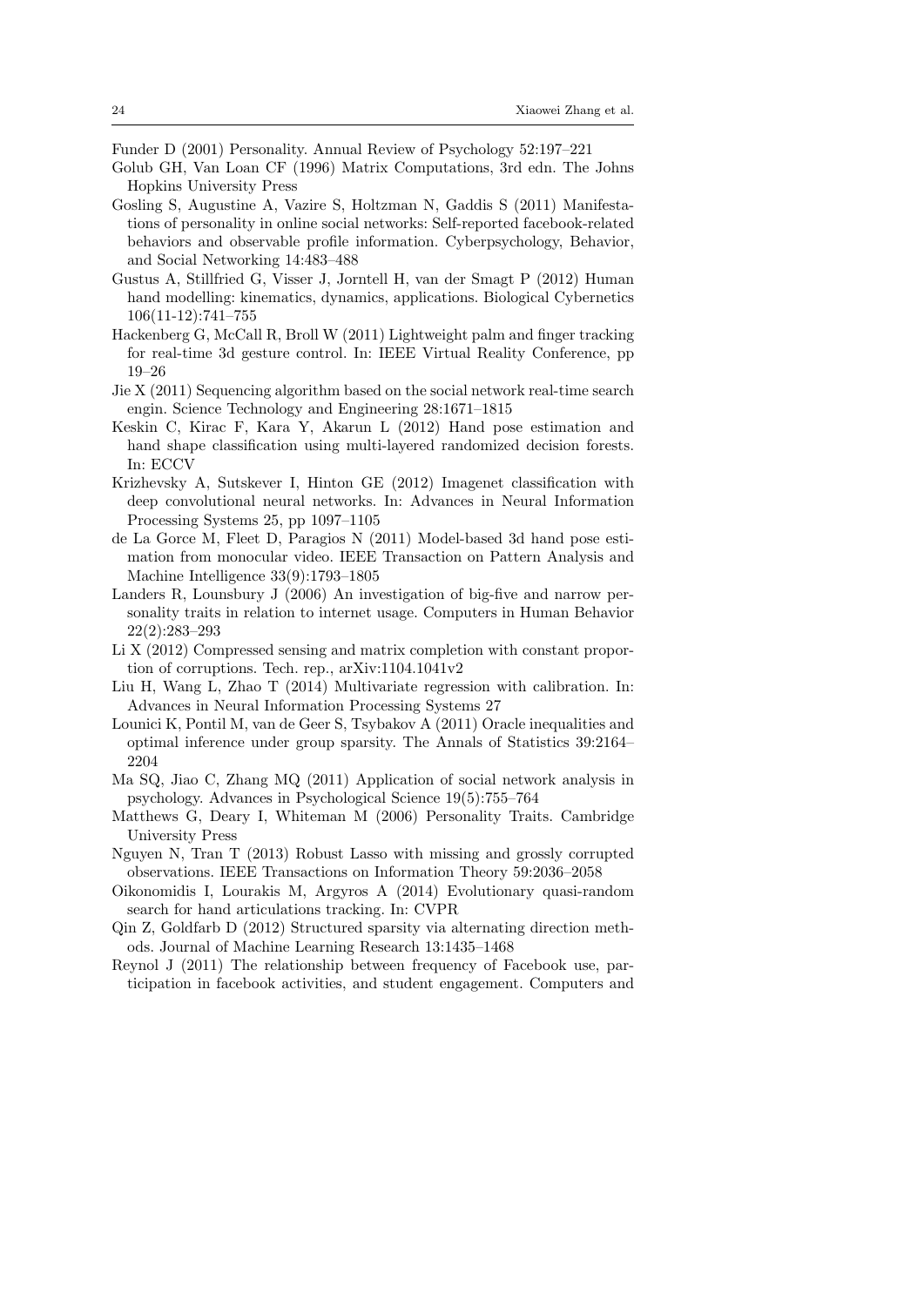Funder D (2001) Personality. Annual Review of Psychology 52:197–221

Golub GH, Van Loan CF (1996) Matrix Computations, 3rd edn. The Johns Hopkins University Press

Gosling S, Augustine A, Vazire S, Holtzman N, Gaddis S (2011) Manifestations of personality in online social networks: Self-reported facebook-related behaviors and observable profile information. Cyberpsychology, Behavior, and Social Networking 14:483–488

Gustus A, Stillfried G, Visser J, Jorntell H, van der Smagt P (2012) Human hand modelling: kinematics, dynamics, applications. Biological Cybernetics 106(11-12):741–755

Hackenberg G, McCall R, Broll W (2011) Lightweight palm and finger tracking for real-time 3d gesture control. In: IEEE Virtual Reality Conference, pp 19–26

Jie X (2011) Sequencing algorithm based on the social network real-time search engin. Science Technology and Engineering 28:1671–1815

Keskin C, Kirac F, Kara Y, Akarun L (2012) Hand pose estimation and hand shape classification using multi-layered randomized decision forests. In: ECCV

Krizhevsky A, Sutskever I, Hinton GE (2012) Imagenet classification with deep convolutional neural networks. In: Advances in Neural Information Processing Systems 25, pp 1097–1105

de La Gorce M, Fleet D, Paragios N (2011) Model-based 3d hand pose estimation from monocular video. IEEE Transaction on Pattern Analysis and Machine Intelligence 33(9):1793–1805

Landers R, Lounsbury J (2006) An investigation of big-five and narrow personality traits in relation to internet usage. Computers in Human Behavior 22(2):283–293

Li X (2012) Compressed sensing and matrix completion with constant proportion of corruptions. Tech. rep., arXiv:1104.1041v2

Liu H, Wang L, Zhao T (2014) Multivariate regression with calibration. In: Advances in Neural Information Processing Systems 27

Lounici K, Pontil M, van de Geer S, Tsybakov A (2011) Oracle inequalities and optimal inference under group sparsity. The Annals of Statistics 39:2164–2204

Ma SQ, Jiao C, Zhang MQ (2011) Application of social network analysis in psychology. Advances in Psychological Science 19(5):755–764

Matthews G, Deary I, Whiteman M (2006) Personality Traits. Cambridge University Press

Nguyen N, Tran T (2013) Robust Lasso with missing and grossly corrupted observations. IEEE Transactions on Information Theory 59:2036–2058

Oikonomidis I, Lourakis M, Argyros A (2014) Evolutionary quasi-random search for hand articulations tracking. In: CVPR

Qin Z, Goldfarb D (2012) Structured sparsity via alternating direction methods. Journal of Machine Learning Research 13:1435–1468

Reynol J (2011) The relationship between frequency of Facebook use, participation in facebook activities, and student engagement. Computers and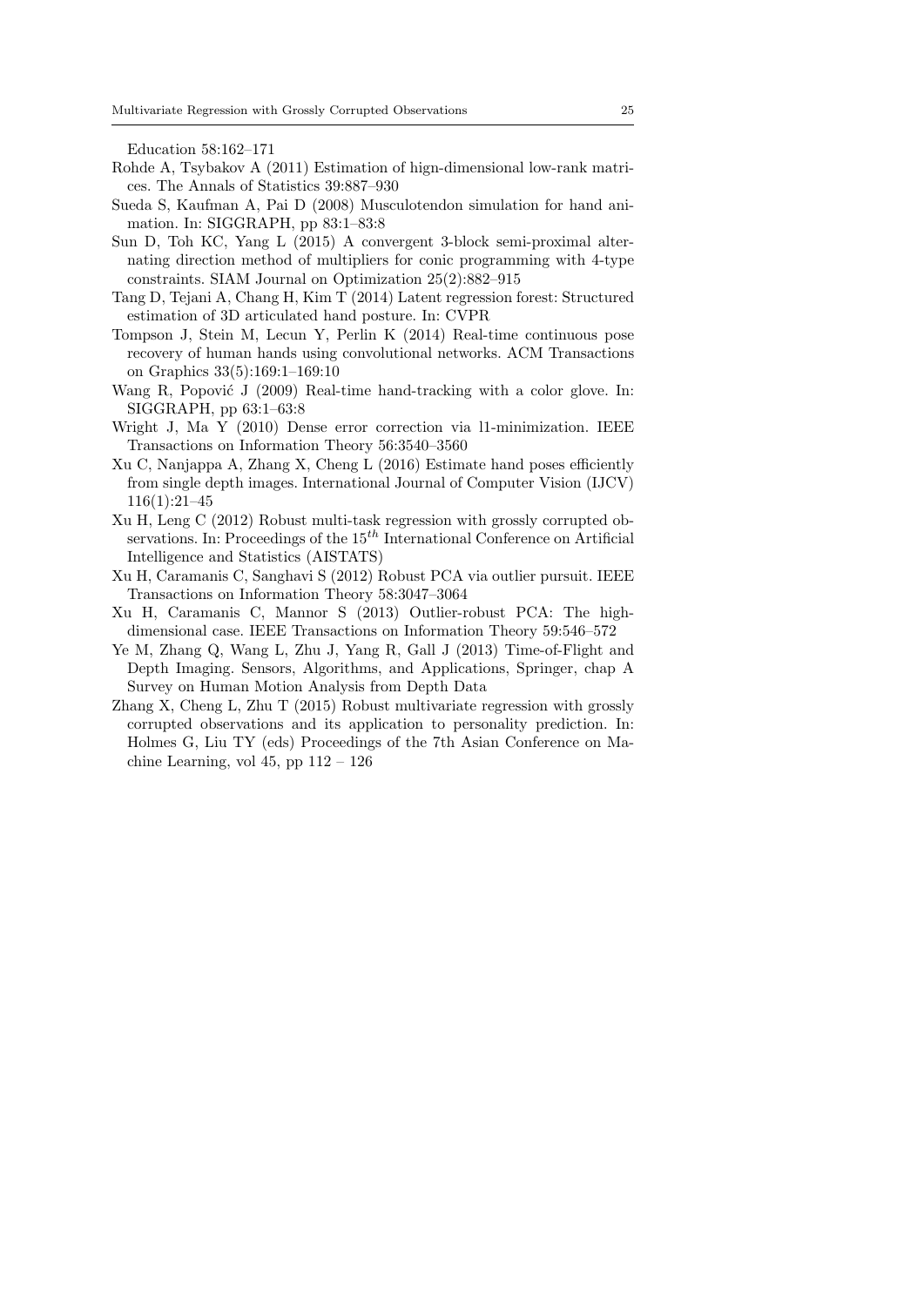Education 58:162–171

Rohde A, Tsybakov A (2011) Estimation of hign-dimensional low-rank matrices. The Annals of Statistics 39:887–930

Sueda S, Kaufman A, Pai D (2008) Musculotendon simulation for hand animation. In: SIGGRAPH, pp 83:1–83:8

Sun D, Toh KC, Yang L (2015) A convergent 3-block semi-proximal alternating direction method of multipliers for conic programming with 4-type constraints. SIAM Journal on Optimization 25(2):882–915

Tang D, Tejani A, Chang H, Kim T (2014) Latent regression forest: Structured estimation of 3D articulated hand posture. In: CVPR

Tompson J, Stein M, Lecun Y, Perlin K (2014) Real-time continuous pose recovery of human hands using convolutional networks. ACM Transactions on Graphics 33(5):169:1–169:10

Wang R, Popović J (2009) Real-time hand-tracking with a color glove. In: SIGGRAPH, pp 63:1–63:8

Wright J, Ma Y (2010) Dense error correction via l1-minimization. IEEE Transactions on Information Theory 56:3540–3560

Xu C, Nanjappa A, Zhang X, Cheng L (2016) Estimate hand poses efficiently from single depth images. International Journal of Computer Vision (IJCV) 116(1):21–45

Xu H, Leng C (2012) Robust multi-task regression with grossly corrupted observations. In: Proceedings of the $15^{th}$ International Conference on Artificial Intelligence and Statistics (AISTATS)

Xu H, Caramanis C, Sanghavi S (2012) Robust PCA via outlier pursuit. IEEE Transactions on Information Theory 58:3047–3064

Xu H, Caramanis C, Mannor S (2013) Outlier-robust PCA: The high-dimensional case. IEEE Transactions on Information Theory 59:546–572

Ye M, Zhang Q, Wang L, Zhu J, Yang R, Gall J (2013) Time-of-Flight and Depth Imaging. Sensors, Algorithms, and Applications, Springer, chap A Survey on Human Motion Analysis from Depth Data

Zhang X, Cheng L, Zhu T (2015) Robust multivariate regression with grossly corrupted observations and its application to personality prediction. In: Holmes G, Liu TY (eds) Proceedings of the 7th Asian Conference on Machine Learning, vol 45, pp 112 – 126